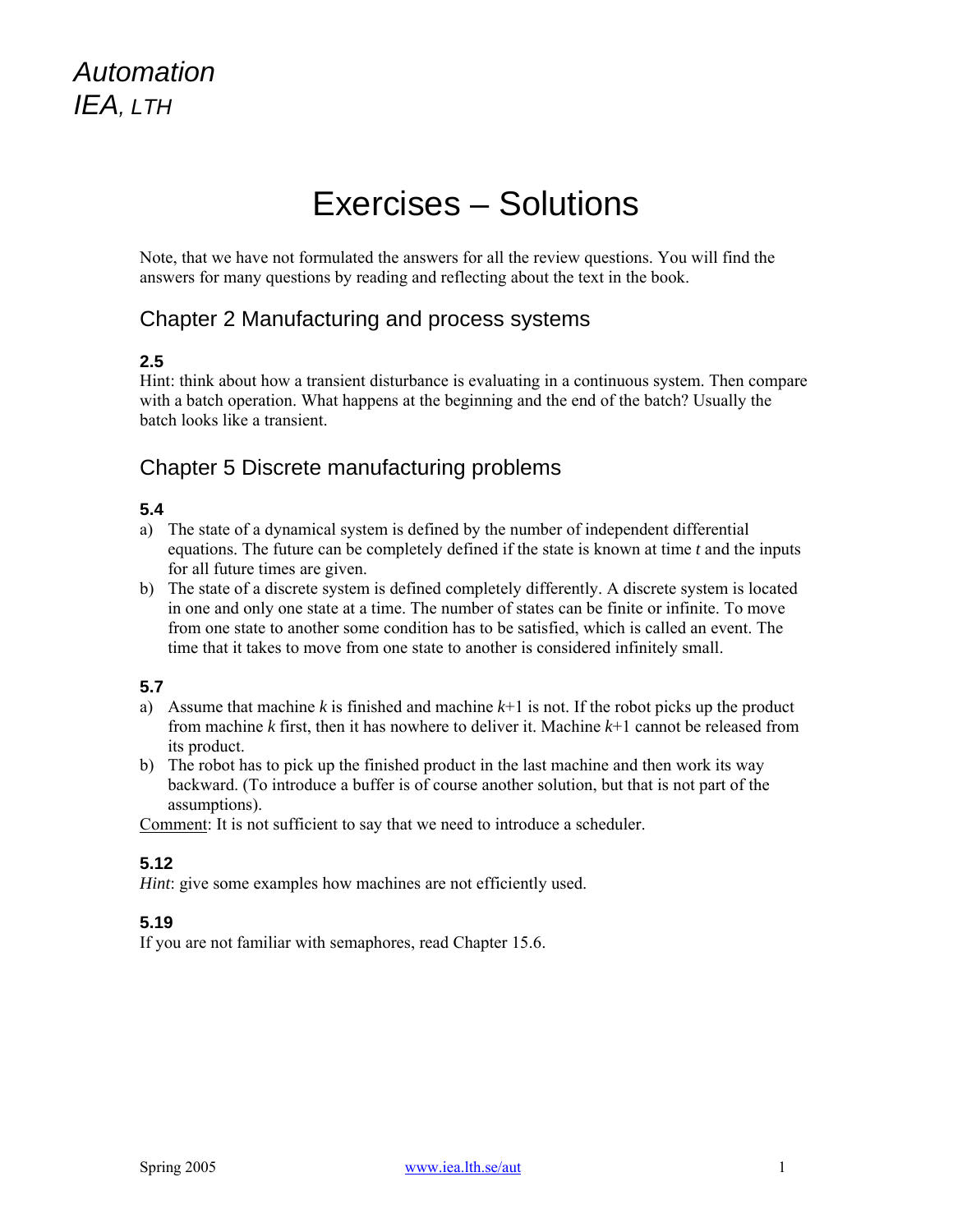*Automation*
*IEA, LTH*

# Exercises – Solutions

Note, that we have not formulated the answers for all the review questions. You will find the answers for many questions by reading and reflecting about the text in the book.

## Chapter 2 Manufacturing and process systems

### 2.5

Hint: think about how a transient disturbance is evaluating in a continuous system. Then compare with a batch operation. What happens at the beginning and the end of the batch? Usually the batch looks like a transient.

## Chapter 5 Discrete manufacturing problems

### 5.4

a) The state of a dynamical system is defined by the number of independent differential equations. The future can be completely defined if the state is known at time $t$ and the inputs for all future times are given.

b) The state of a discrete system is defined completely differently. A discrete system is located in one and only one state at a time. The number of states can be finite or infinite. To move from one state to another some condition has to be satisfied, which is called an event. The time that it takes to move from one state to another is considered infinitely small.

### 5.7

a) Assume that machine $k$ is finished and machine $k$+1 is not. If the robot picks up the product from machine $k$ first, then it has nowhere to deliver it. Machine $k$+1 cannot be released from its product.

b) The robot has to pick up the finished product in the last machine and then work its way backward. (To introduce a buffer is of course another solution, but that is not part of the assumptions).

<u>Comment</u>: It is not sufficient to say that we need to introduce a scheduler.

### 5.12

*Hint*: give some examples how machines are not efficiently used.

### 5.19

If you are not familiar with semaphores, read Chapter 15.6.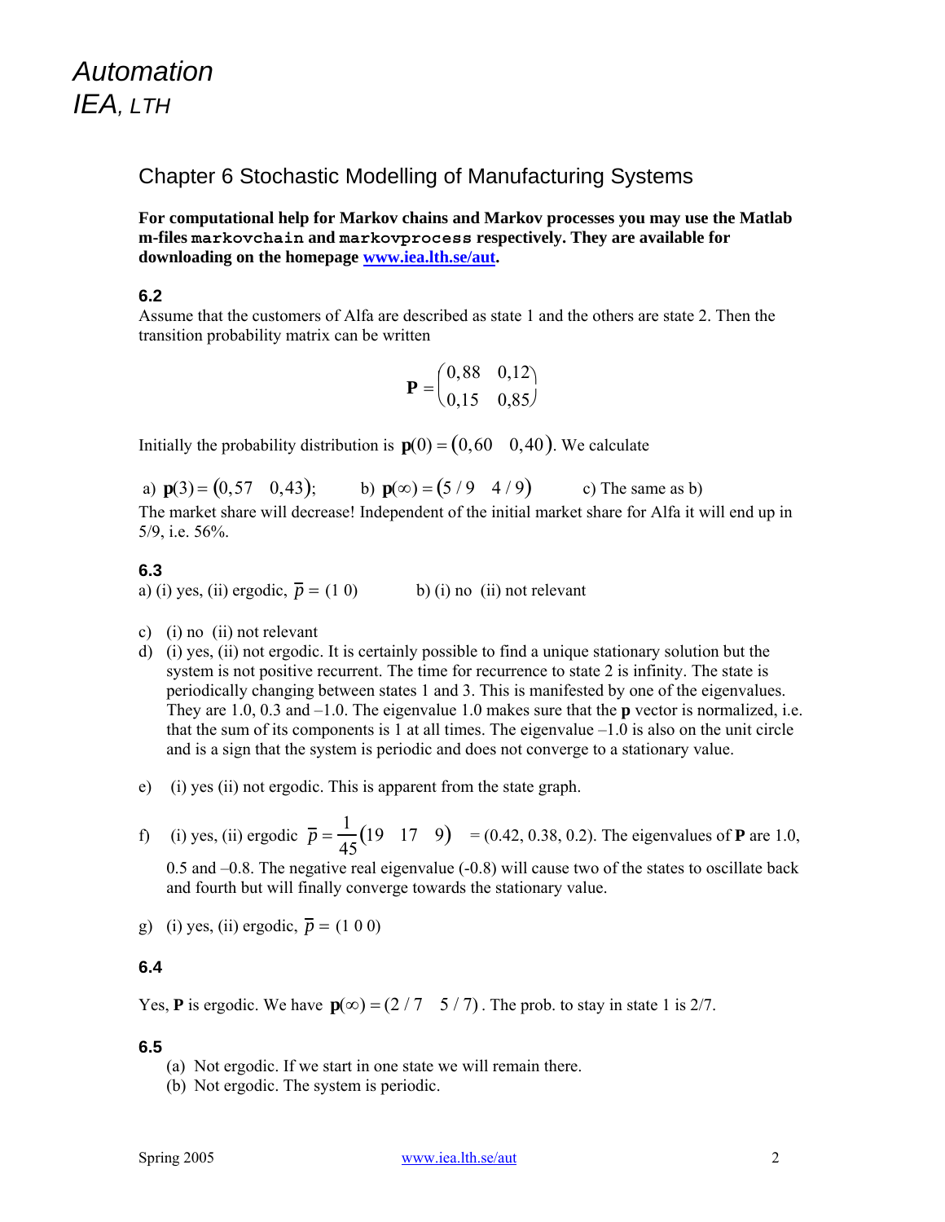*Automation*
*IEA, LTH*

## Chapter 6 Stochastic Modelling of Manufacturing Systems

**For computational help for Markov chains and Markov processes you may use the Matlab m-files `markovchain` and `markovprocess` respectively. They are available for downloading on the homepage [www.iea.lth.se/aut](http://www.iea.lth.se/aut).**

### 6.2

Assume that the customers of Alfa are described as state 1 and the others are state 2. Then the transition probability matrix can be written

$$\mathbf{P} = \begin{pmatrix} 0,88 & 0,12 \\ 0,15 & 0,85 \end{pmatrix}$$

Initially the probability distribution is $\mathbf{p}(0) = \begin{pmatrix} 0,60 & 0,40 \end{pmatrix}$. We calculate

a) $\mathbf{p}(3) = \begin{pmatrix} 0,57 & 0,43 \end{pmatrix}$; b) $\mathbf{p}(\infty) = \begin{pmatrix} 5/9 & 4/9 \end{pmatrix}$ c) The same as b)

The market share will decrease! Independent of the initial market share for Alfa it will end up in 5/9, i.e. 56%.

### 6.3

a) (i) yes, (ii) ergodic, $\overline{p} = (1 \ 0)$ b) (i) no (ii) not relevant

c) (i) no (ii) not relevant

d) (i) yes, (ii) not ergodic. It is certainly possible to find a unique stationary solution but the system is not positive recurrent. The time for recurrence to state 2 is infinity. The state is periodically changing between states 1 and 3. This is manifested by one of the eigenvalues. They are 1.0, 0.3 and –1.0. The eigenvalue 1.0 makes sure that the **p** vector is normalized, i.e. that the sum of its components is 1 at all times. The eigenvalue –1.0 is also on the unit circle and is a sign that the system is periodic and does not converge to a stationary value.

e) (i) yes (ii) not ergodic. This is apparent from the state graph.

f) (i) yes, (ii) ergodic $\overline{p} = \frac{1}{45}\begin{pmatrix} 19 & 17 & 9 \end{pmatrix}$ = (0.42, 0.38, 0.2). The eigenvalues of **P** are 1.0, 0.5 and –0.8. The negative real eigenvalue (-0.8) will cause two of the states to oscillate back and fourth but will finally converge towards the stationary value.

g) (i) yes, (ii) ergodic, $\overline{p} = (1 \ 0 \ 0)$

### 6.4

Yes, **P** is ergodic. We have $\mathbf{p}(\infty) = (2/7 \quad 5/7)$. The prob. to stay in state 1 is 2/7.

### 6.5

(a) Not ergodic. If we start in one state we will remain there.
(b) Not ergodic. The system is periodic.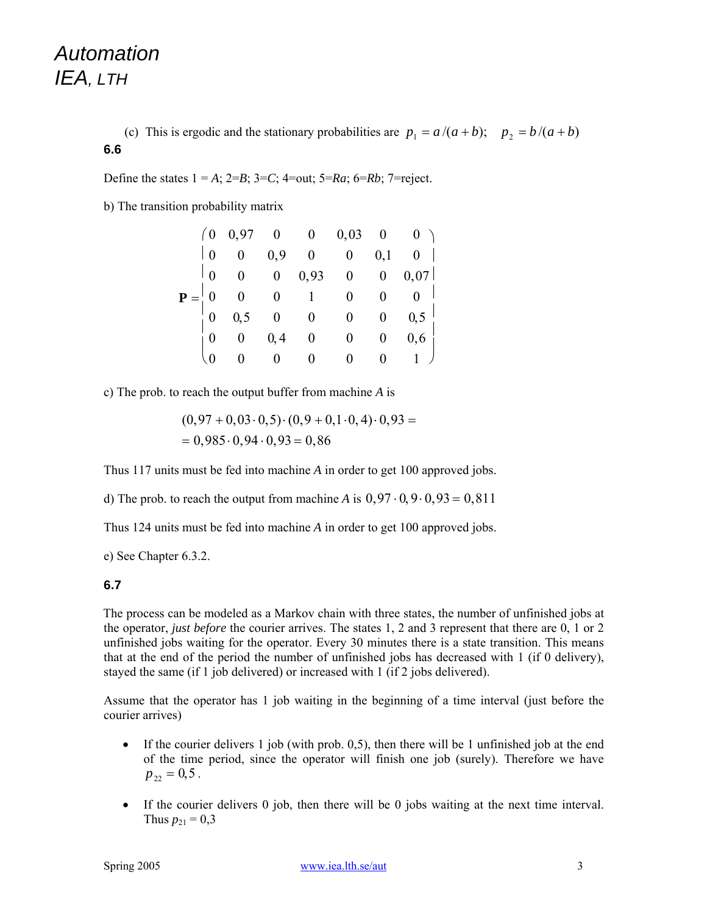(c) This is ergodic and the stationary probabilities are $p_1 = a/(a+b); \quad p_2 = b/(a+b)$

### 6.6

Define the states 1 = *A*; 2=*B*; 3=*C*; 4=out; 5=*Ra*; 6=*Rb*; 7=reject.

b) The transition probability matrix

$$
\mathbf{P} = \begin{pmatrix}
0 & 0{,}97 & 0 & 0 & 0{,}03 & 0 & 0 \\
0 & 0 & 0{,}9 & 0 & 0 & 0{,}1 & 0 \\
0 & 0 & 0 & 0{,}93 & 0 & 0 & 0{,}07 \\
0 & 0 & 0 & 1 & 0 & 0 & 0 \\
0 & 0{,}5 & 0 & 0 & 0 & 0 & 0{,}5 \\
0 & 0 & 0{,}4 & 0 & 0 & 0 & 0{,}6 \\
0 & 0 & 0 & 0 & 0 & 0 & 1
\end{pmatrix}
$$

c) The prob. to reach the output buffer from machine *A* is

$$
\begin{aligned}
&(0{,}97 + 0{,}03 \cdot 0{,}5) \cdot (0{,}9 + 0{,}1 \cdot 0{,}4) \cdot 0{,}93 = \\
&= 0{,}985 \cdot 0{,}94 \cdot 0{,}93 = 0{,}86
\end{aligned}
$$

Thus 117 units must be fed into machine *A* in order to get 100 approved jobs.

d) The prob. to reach the output from machine *A* is $0{,}97 \cdot 0{,}9 \cdot 0{,}93 = 0{,}811$

Thus 124 units must be fed into machine *A* in order to get 100 approved jobs.

e) See Chapter 6.3.2.

### 6.7

The process can be modeled as a Markov chain with three states, the number of unfinished jobs at the operator, *just before* the courier arrives. The states 1, 2 and 3 represent that there are 0, 1 or 2 unfinished jobs waiting for the operator. Every 30 minutes there is a state transition. This means that at the end of the period the number of unfinished jobs has decreased with 1 (if 0 delivery), stayed the same (if 1 job delivered) or increased with 1 (if 2 jobs delivered).

Assume that the operator has 1 job waiting in the beginning of a time interval (just before the courier arrives)

- If the courier delivers 1 job (with prob. 0,5), then there will be 1 unfinished job at the end of the time period, since the operator will finish one job (surely). Therefore we have $p_{22} = 0{,}5$.
- If the courier delivers 0 job, then there will be 0 jobs waiting at the next time interval. Thus $p_{21} = 0{,}3$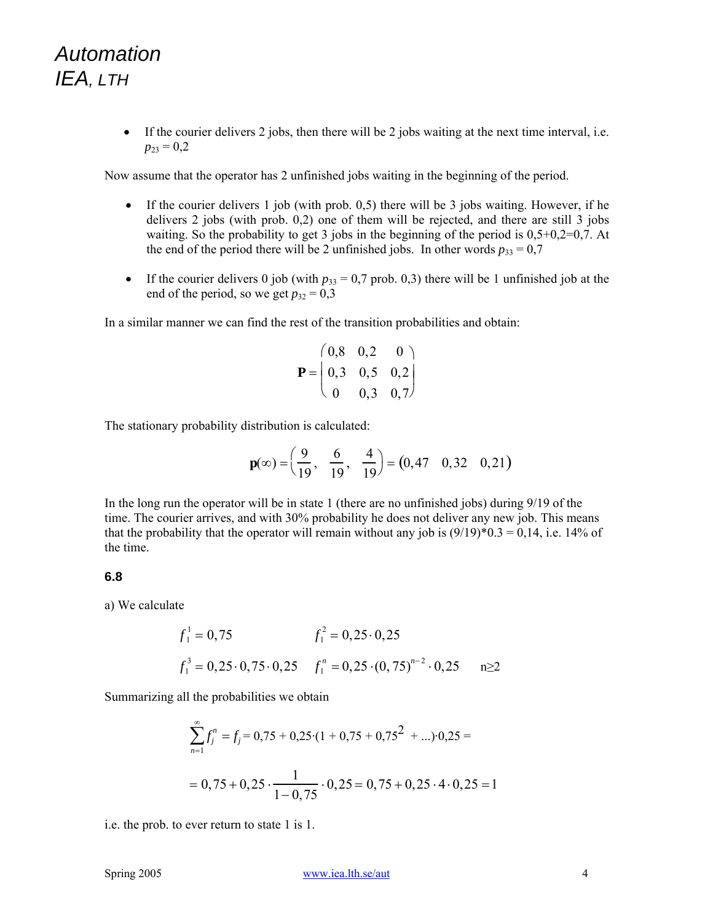- If the courier delivers 2 jobs, then there will be 2 jobs waiting at the next time interval, i.e. $p_{23} = 0{,}2$

Now assume that the operator has 2 unfinished jobs waiting in the beginning of the period.

- If the courier delivers 1 job (with prob. 0,5) there will be 3 jobs waiting. However, if he delivers 2 jobs (with prob. 0,2) one of them will be rejected, and there are still 3 jobs waiting. So the probability to get 3 jobs in the beginning of the period is 0,5+0,2=0,7. At the end of the period there will be 2 unfinished jobs. In other words $p_{33} = 0{,}7$

- If the courier delivers 0 job (with $p_{33} = 0{,}7$ prob. 0,3) there will be 1 unfinished job at the end of the period, so we get $p_{32} = 0{,}3$

In a similar manner we can find the rest of the transition probabilities and obtain:

$$\mathbf{P} = \begin{pmatrix} 0{,}8 & 0{,}2 & 0 \\ 0{,}3 & 0{,}5 & 0{,}2 \\ 0 & 0{,}3 & 0{,}7 \end{pmatrix}$$

The stationary probability distribution is calculated:

$$\mathbf{p}(\infty) = \left( \frac{9}{19}, \; \frac{6}{19}, \; \frac{4}{19} \right) = \begin{pmatrix} 0{,}47 & 0{,}32 & 0{,}21 \end{pmatrix}$$

In the long run the operator will be in state 1 (there are no unfinished jobs) during 9/19 of the time. The courier arrives, and with 30% probability he does not deliver any new job. This means that the probability that the operator will remain without any job is (9/19)*0.3 = 0,14, i.e. 14% of the time.

### 6.8

a) We calculate

$$f_1^1 = 0{,}75 \qquad\qquad f_1^2 = 0{,}25 \cdot 0{,}25$$

$$f_1^3 = 0{,}25 \cdot 0{,}75 \cdot 0{,}25 \qquad f_1^n = 0{,}25 \cdot (0{,}75)^{n-2} \cdot 0{,}25 \qquad n \geq 2$$

Summarizing all the probabilities we obtain

$$\sum_{n=1}^{\infty} f_j^n = f_j = 0{,}75 + 0{,}25 \cdot (1 + 0{,}75 + 0{,}75^2 + \ldots) \cdot 0{,}25 =$$

$$= 0{,}75 + 0{,}25 \cdot \frac{1}{1 - 0{,}75} \cdot 0{,}25 = 0{,}75 + 0{,}25 \cdot 4 \cdot 0{,}25 = 1$$

i.e. the prob. to ever return to state 1 is 1.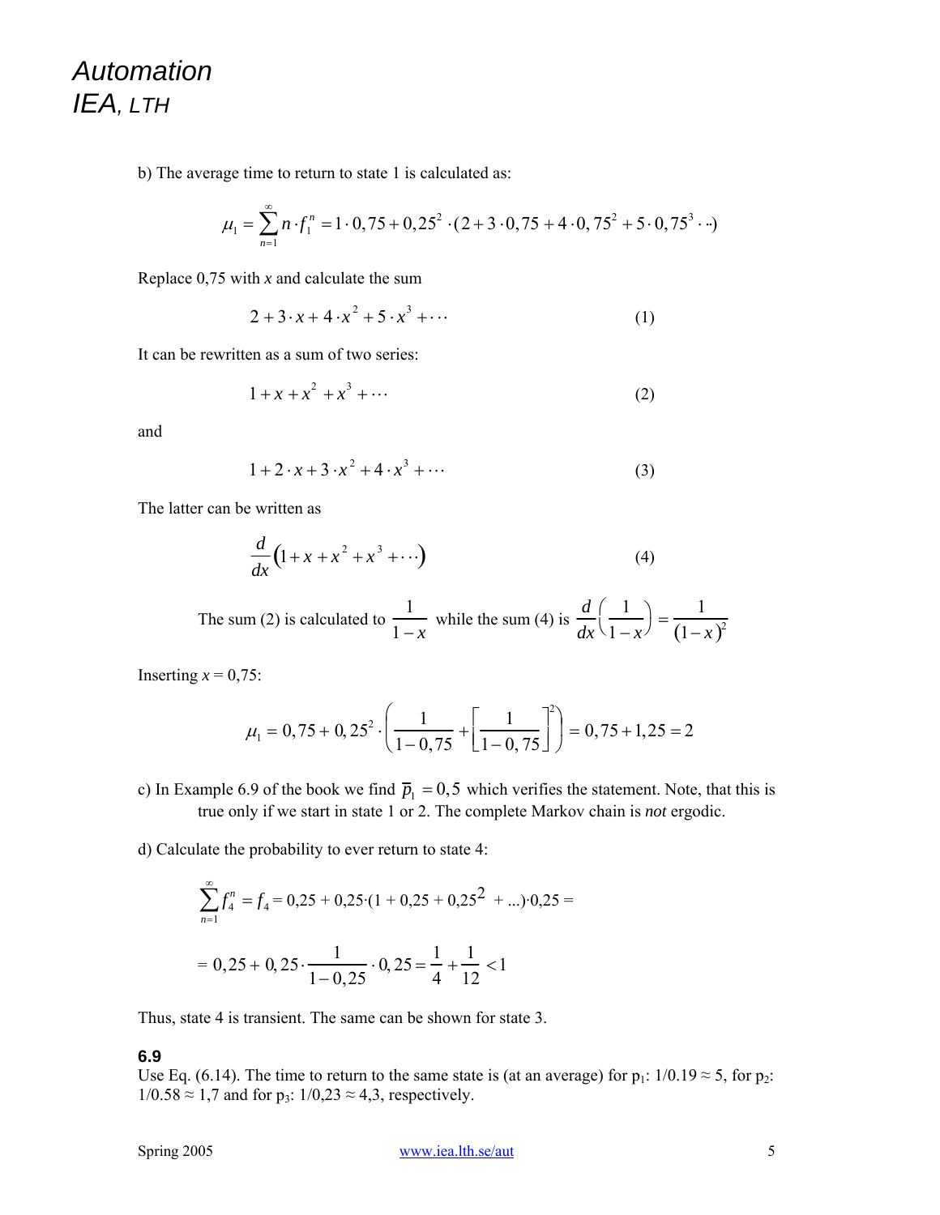b) The average time to return to state 1 is calculated as:

$$\mu_1 = \sum_{n=1}^{\infty} n \cdot f_1^n = 1 \cdot 0,75 + 0,25^2 \cdot (2 + 3 \cdot 0,75 + 4 \cdot 0,75^2 + 5 \cdot 0,75^3 \cdots)$$

Replace 0,75 with $x$ and calculate the sum

$$2 + 3 \cdot x + 4 \cdot x^2 + 5 \cdot x^3 + \cdots \qquad (1)$$

It can be rewritten as a sum of two series:

$$1 + x + x^2 + x^3 + \cdots \qquad (2)$$

and

$$1 + 2 \cdot x + 3 \cdot x^2 + 4 \cdot x^3 + \cdots \qquad (3)$$

The latter can be written as

$$\frac{d}{dx}\left(1 + x + x^2 + x^3 + \cdots\right) \qquad (4)$$

The sum (2) is calculated to $\frac{1}{1-x}$ while the sum (4) is $\frac{d}{dx}\left(\frac{1}{1-x}\right) = \frac{1}{(1-x)^2}$

Inserting $x = 0,75$:

$$\mu_1 = 0,75 + 0,25^2 \cdot \left(\frac{1}{1-0,75} + \left[\frac{1}{1-0,75}\right]^2\right) = 0,75 + 1,25 = 2$$

c) In Example 6.9 of the book we find $\overline{p}_1 = 0,5$ which verifies the statement. Note, that this is true only if we start in state 1 or 2. The complete Markov chain is *not* ergodic.

d) Calculate the probability to ever return to state 4:

$$\sum_{n=1}^{\infty} f_4^n = f_4 = 0,25 + 0,25 \cdot (1 + 0,25 + 0,25^2 + \ldots) \cdot 0,25 =$$

$$= 0,25 + 0,25 \cdot \frac{1}{1-0,25} \cdot 0,25 = \frac{1}{4} + \frac{1}{12} < 1$$

Thus, state 4 is transient. The same can be shown for state 3.

### 6.9

Use Eq. (6.14). The time to return to the same state is (at an average) for $p_1$: $1/0.19 \approx 5$, for $p_2$: $1/0.58 \approx 1{,}7$ and for $p_3$: $1/0{,}23 \approx 4{,}3$, respectively.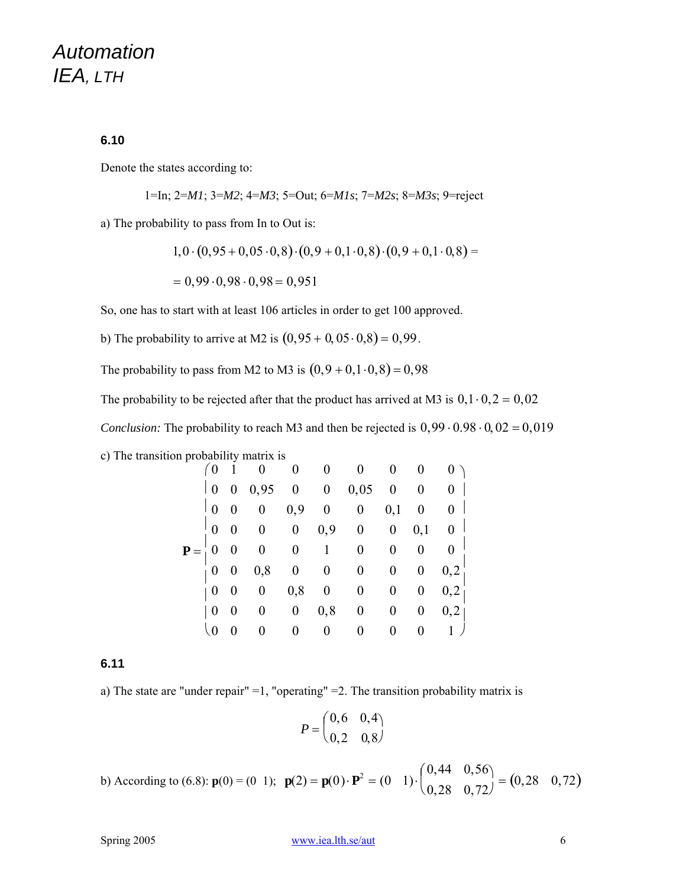### 6.10

Denote the states according to:

1=In; 2=*M1*; 3=*M2*; 4=*M3*; 5=Out; 6=*M1s*; 7=*M2s*; 8=*M3s*; 9=reject

a) The probability to pass from In to Out is:

$$1{,}0\cdot(0{,}95+0{,}05\cdot 0{,}8)\cdot(0{,}9+0{,}1\cdot 0{,}8)\cdot(0{,}9+0{,}1\cdot 0{,}8)=$$

$$=0{,}99\cdot 0{,}98\cdot 0{,}98=0{,}951$$

So, one has to start with at least 106 articles in order to get 100 approved.

b) The probability to arrive at M2 is $(0{,}95+0{,}05\cdot 0{,}8)=0{,}99$.

The probability to pass from M2 to M3 is $(0{,}9+0{,}1\cdot 0{,}8)=0{,}98$

The probability to be rejected after that the product has arrived at M3 is $0{,}1\cdot 0{,}2=0{,}02$

*Conclusion:* The probability to reach M3 and then be rejected is $0{,}99\cdot 0.98\cdot 0{,}02=0{,}019$

c) The transition probability matrix is

$$\mathbf{P}=\begin{pmatrix} 0 & 1 & 0 & 0 & 0 & 0 & 0 & 0 & 0 \\ 0 & 0 & 0{,}95 & 0 & 0 & 0{,}05 & 0 & 0 & 0 \\ 0 & 0 & 0 & 0{,}9 & 0 & 0 & 0{,}1 & 0 & 0 \\ 0 & 0 & 0 & 0 & 0{,}9 & 0 & 0 & 0{,}1 & 0 \\ 0 & 0 & 0 & 0 & 1 & 0 & 0 & 0 & 0 \\ 0 & 0 & 0{,}8 & 0 & 0 & 0 & 0 & 0 & 0{,}2 \\ 0 & 0 & 0 & 0{,}8 & 0 & 0 & 0 & 0 & 0{,}2 \\ 0 & 0 & 0 & 0 & 0{,}8 & 0 & 0 & 0 & 0{,}2 \\ 0 & 0 & 0 & 0 & 0 & 0 & 0 & 0 & 1 \end{pmatrix}$$

### 6.11

a) The state are "under repair" =1, "operating" =2. The transition probability matrix is

$$P=\begin{pmatrix} 0{,}6 & 0{,}4 \\ 0{,}2 & 0{,}8 \end{pmatrix}$$

b) According to (6.8): $\mathbf{p}(0)=(0\ \ 1)$; $\mathbf{p}(2)=\mathbf{p}(0)\cdot\mathbf{P}^2=(0\quad 1)\cdot\begin{pmatrix} 0{,}44 & 0{,}56 \\ 0{,}28 & 0{,}72 \end{pmatrix}=(0{,}28\quad 0{,}72)$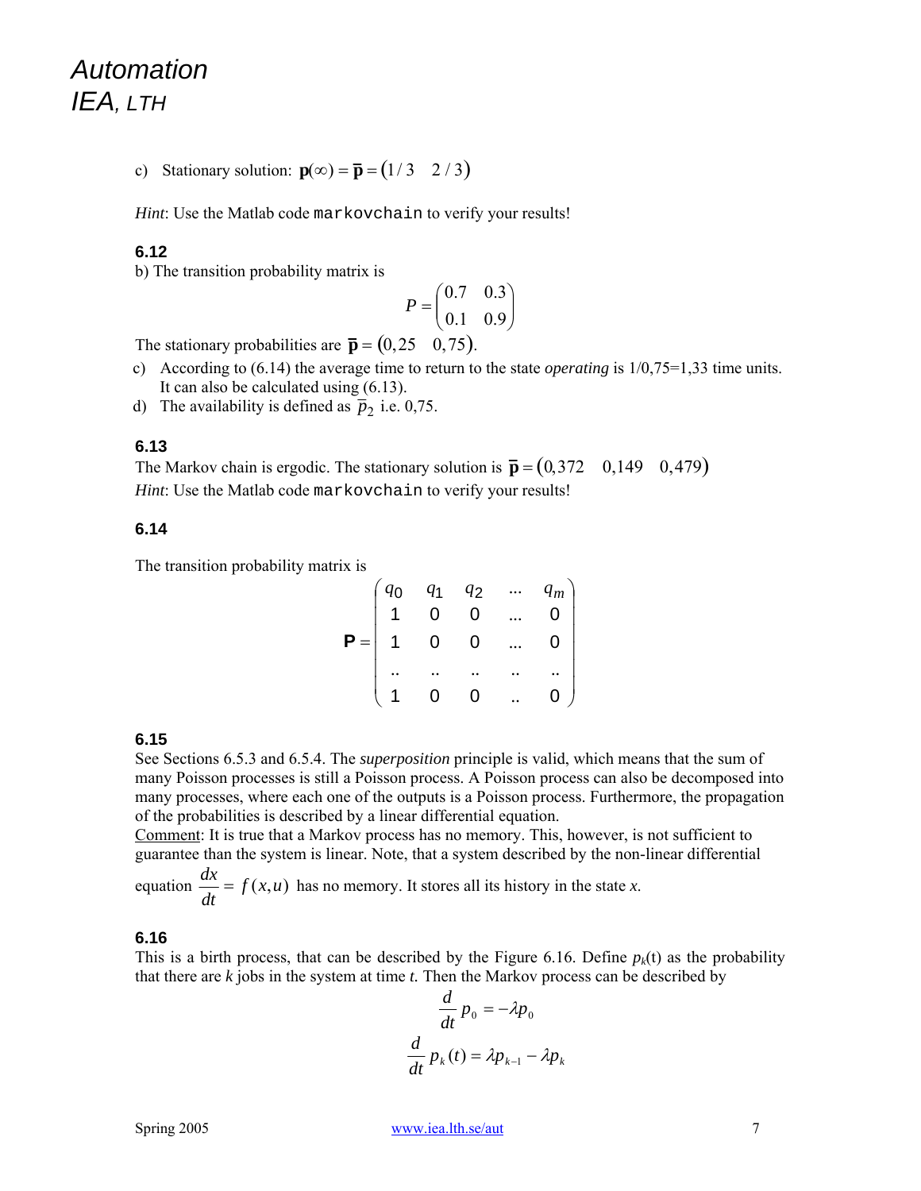c) Stationary solution: $\mathbf{p}(\infty) = \bar{\mathbf{p}} = \begin{pmatrix} 1/3 & 2/3 \end{pmatrix}$

*Hint*: Use the Matlab code `markovchain` to verify your results!

### 6.12

b) The transition probability matrix is

$$P = \begin{pmatrix} 0.7 & 0.3 \\ 0.1 & 0.9 \end{pmatrix}$$

The stationary probabilities are $\bar{\mathbf{p}} = \begin{pmatrix} 0{,}25 & 0{,}75 \end{pmatrix}$.

c) According to (6.14) the average time to return to the state *operating* is 1/0,75=1,33 time units. It can also be calculated using (6.13).

d) The availability is defined as $\bar{p}_2$ i.e. 0,75.

### 6.13

The Markov chain is ergodic. The stationary solution is $\bar{\mathbf{p}} = \begin{pmatrix} 0{,}372 & 0{,}149 & 0{,}479 \end{pmatrix}$

*Hint*: Use the Matlab code `markovchain` to verify your results!

### 6.14

The transition probability matrix is

$$\mathbf{P} = \begin{pmatrix} q_0 & q_1 & q_2 & \cdots & q_m \\ 1 & 0 & 0 & \ldots & 0 \\ 1 & 0 & 0 & \ldots & 0 \\ .. & .. & .. & .. & .. \\ 1 & 0 & 0 & .. & 0 \end{pmatrix}$$

### 6.15

See Sections 6.5.3 and 6.5.4. The *superposition* principle is valid, which means that the sum of many Poisson processes is still a Poisson process. A Poisson process can also be decomposed into many processes, where each one of the outputs is a Poisson process. Furthermore, the propagation of the probabilities is described by a linear differential equation.

Comment: It is true that a Markov process has no memory. This, however, is not sufficient to guarantee than the system is linear. Note, that a system described by the non-linear differential equation $\dfrac{dx}{dt} = f(x,u)$ has no memory. It stores all its history in the state *x*.

### 6.16

This is a birth process, that can be described by the Figure 6.16. Define $p_k(t)$ as the probability that there are *k* jobs in the system at time *t*. Then the Markov process can be described by

$$\frac{d}{dt} p_0 = -\lambda p_0$$

$$\frac{d}{dt} p_k(t) = \lambda p_{k-1} - \lambda p_k$$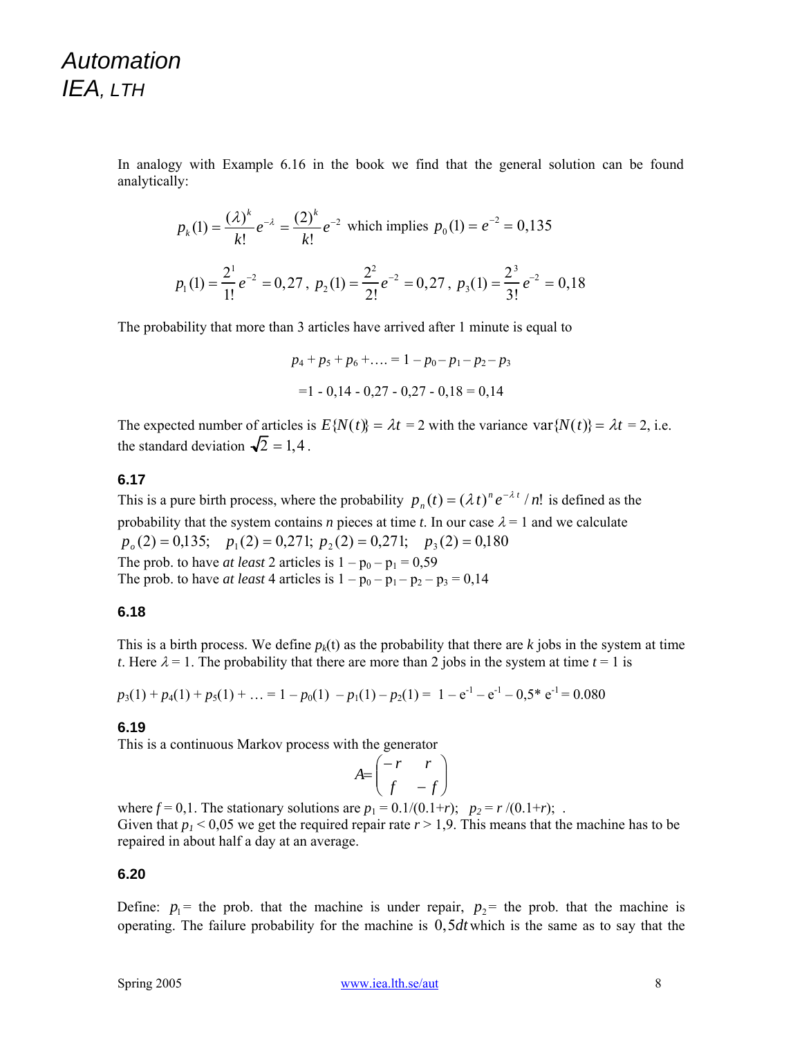In analogy with Example 6.16 in the book we find that the general solution can be found analytically:

$$p_k(1) = \frac{(\lambda)^k}{k!} e^{-\lambda} = \frac{(2)^k}{k!} e^{-2} \text{ which implies } p_0(1) = e^{-2} = 0{,}135$$

$$p_1(1) = \frac{2^1}{1!} e^{-2} = 0{,}27\,,\; p_2(1) = \frac{2^2}{2!} e^{-2} = 0{,}27\,,\; p_3(1) = \frac{2^3}{3!} e^{-2} = 0{,}18$$

The probability that more than 3 articles have arrived after 1 minute is equal to

$$p_4 + p_5 + p_6 + \ldots = 1 - p_0 - p_1 - p_2 - p_3$$

$$= 1 - 0{,}14 - 0{,}27 - 0{,}27 - 0{,}18 = 0{,}14$$

The expected number of articles is $E\{N(t)\} = \lambda t = 2$ with the variance $\text{var}\{N(t)\} = \lambda t = 2$, i.e. the standard deviation $\sqrt{2} = 1{,}4$.

### 6.17

This is a pure birth process, where the probability $p_n(t) = (\lambda t)^n e^{-\lambda t} / n!$ is defined as the probability that the system contains *n* pieces at time *t*. In our case $\lambda = 1$ and we calculate

$p_o(2) = 0{,}135;\quad p_1(2) = 0{,}271;\; p_2(2) = 0{,}271;\quad p_3(2) = 0{,}180$

The prob. to have *at least* 2 articles is $1 - p_0 - p_1 = 0{,}59$

The prob. to have *at least* 4 articles is $1 - p_0 - p_1 - p_2 - p_3 = 0{,}14$

### 6.18

This is a birth process. We define $p_k(t)$ as the probability that there are *k* jobs in the system at time *t*. Here $\lambda = 1$. The probability that there are more than 2 jobs in the system at time $t = 1$ is

$p_3(1) + p_4(1) + p_5(1) + \ldots = 1 - p_0(1) - p_1(1) - p_2(1) = 1 - e^{-1} - e^{-1} - 0{,}5 * e^{-1} = 0.080$

### 6.19

This is a continuous Markov process with the generator

$$A = \begin{pmatrix} -r & r \\ f & -f \end{pmatrix}$$

where $f = 0{,}1$. The stationary solutions are $p_1 = 0.1/(0.1+r)$; $p_2 = r/(0.1+r)$; .

Given that $p_1 < 0{,}05$ we get the required repair rate $r > 1{,}9$. This means that the machine has to be repaired in about half a day at an average.

### 6.20

Define: $p_1$ = the prob. that the machine is under repair, $p_2$ = the prob. that the machine is operating. The failure probability for the machine is $0{,}5dt$ which is the same as to say that the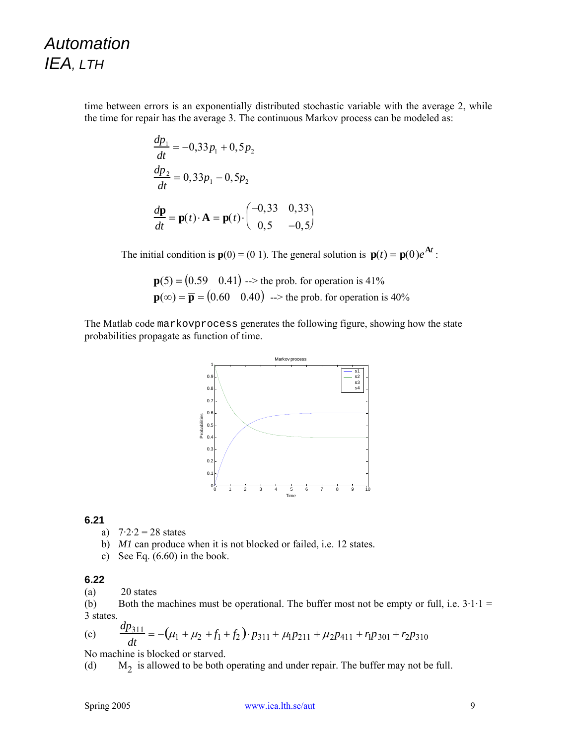time between errors is an exponentially distributed stochastic variable with the average 2, while the time for repair has the average 3. The continuous Markov process can be modeled as:

$$\frac{dp_1}{dt} = -0{,}33 p_1 + 0{,}5 p_2$$

$$\frac{dp_2}{dt} = 0{,}33 p_1 - 0{,}5 p_2$$

$$\frac{d\mathbf{p}}{dt} = \mathbf{p}(t)\cdot \mathbf{A} = \mathbf{p}(t)\cdot \begin{pmatrix} -0{,}33 & 0{,}33 \\ 0{,}5 & -0{,}5 \end{pmatrix}$$

The initial condition is $\mathbf{p}(0) = (0\ 1)$. The general solution is $\mathbf{p}(t) = \mathbf{p}(0)e^{\mathbf{A}t}$:

$\mathbf{p}(5) = \begin{pmatrix} 0.59 & 0.41 \end{pmatrix}$ --> the prob. for operation is 41%

$\mathbf{p}(\infty) = \overline{\mathbf{p}} = \begin{pmatrix} 0.60 & 0.40 \end{pmatrix}$ --> the prob. for operation is 40%

The Matlab code `markovprocess` generates the following figure, showing how the state probabilities propagate as function of time.

Markov process

s1
s2
s3
s4

Probabilities

Time

0
0.1
0.2
0.3
0.4
0.5
0.6
0.7
0.8
0.9
1

0 1 2 3 4 5 6 7 8 9 10

### 6.21

a) 7·2·2 = 28 states
b) *M1* can produce when it is not blocked or failed, i.e. 12 states.
c) See Eq. (6.60) in the book.

### 6.22

(a) 20 states

(b) Both the machines must be operational. The buffer most not be empty or full, i.e. 3·1·1 = 3 states.

(c) $$\frac{dp_{311}}{dt} = -(\mu_1 + \mu_2 + f_1 + f_2)\cdot p_{311} + \mu_1 p_{211} + \mu_2 p_{411} + r_1 p_{301} + r_2 p_{310}$$

No machine is blocked or starved.

(d) $M_2$ is allowed to be both operating and under repair. The buffer may not be full.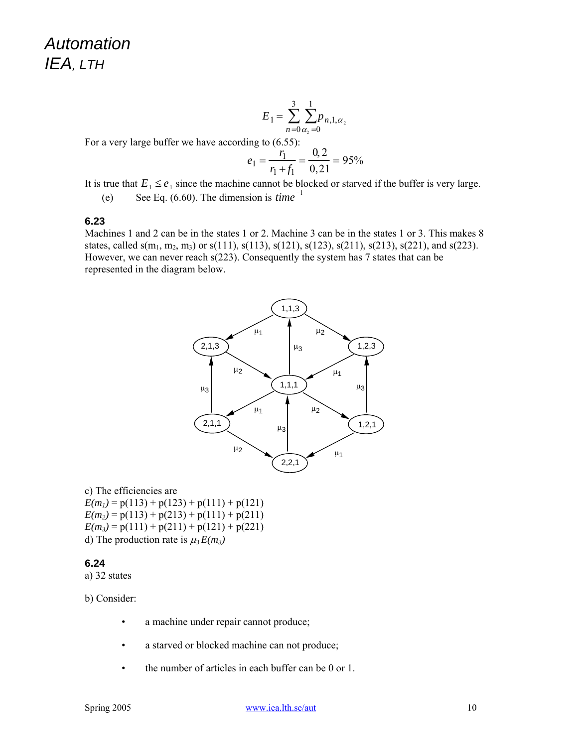$$E_1 = \sum_{n=0}^{3} \sum_{\alpha_2=0}^{1} p_{n,1,\alpha_2}$$

For a very large buffer we have according to (6.55):

$$e_1 = \frac{r_1}{r_1 + f_1} = \frac{0,2}{0,21} = 95\%$$

It is true that $E_1 \leq e_1$ since the machine cannot be blocked or starved if the buffer is very large.

(e) See Eq. (6.60). The dimension is $time^{-1}$

### 6.23

Machines 1 and 2 can be in the states 1 or 2. Machine 3 can be in the states 1 or 3. This makes 8 states, called s($m_1$, $m_2$, $m_3$) or s(111), s(113), s(121), s(123), s(211), s(213), s(221), and s(223). However, we can never reach s(223). Consequently the system has 7 states that can be represented in the diagram below.

1,1,3

2,1,3

1,2,3

1,1,1

2,1,1

1,2,1

2,2,1

$\mu_1$ $\mu_2$ $\mu_3$

c) The efficiencies are

$E(m_1)$ = p(113) + p(123) + p(111) + p(121)
$E(m_2)$ = p(113) + p(213) + p(111) + p(211)
$E(m_3)$ = p(111) + p(211) + p(121) + p(221)

d) The production rate is $\mu_3 E(m_3)$

### 6.24

a) 32 states

b) Consider:

- a machine under repair cannot produce;
- a starved or blocked machine can not produce;
- the number of articles in each buffer can be 0 or 1.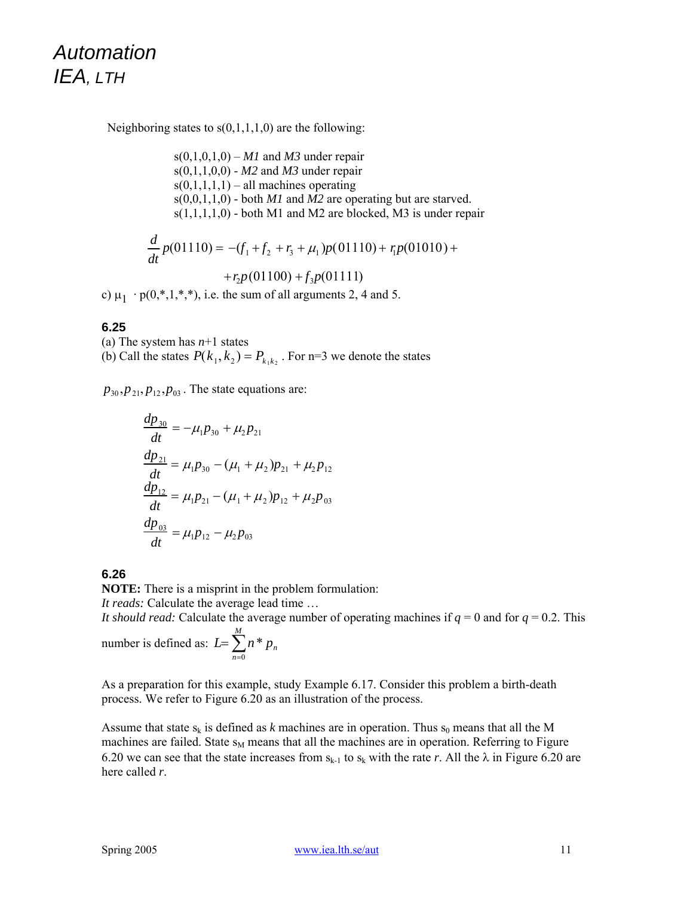Neighboring states to s(0,1,1,1,0) are the following:

s(0,1,0,1,0) – *M1* and *M3* under repair
s(0,1,1,0,0) - *M2* and *M3* under repair
s(0,1,1,1,1) – all machines operating
s(0,0,1,1,0) - both *M1* and *M2* are operating but are starved.
s(1,1,1,1,0) - both M1 and M2 are blocked, M3 is under repair

$$\frac{d}{dt}p(01110) = -(f_1 + f_2 + r_3 + \mu_1)p(01110) + r_1 p(01010) + \\ + r_2 p(01100) + f_3 p(01111)$$

c) $\mu_1 \cdot p(0,*,1,*,*)$, i.e. the sum of all arguments 2, 4 and 5.

### 6.25

(a) The system has $n$+1 states
(b) Call the states $P(k_1, k_2) = P_{k_1 k_2}$. For n=3 we denote the states

$p_{30}, p_{21}, p_{12}, p_{03}$. The state equations are:

$$\frac{dp_{30}}{dt} = -\mu_1 p_{30} + \mu_2 p_{21}$$

$$\frac{dp_{21}}{dt} = \mu_1 p_{30} - (\mu_1 + \mu_2) p_{21} + \mu_2 p_{12}$$

$$\frac{dp_{12}}{dt} = \mu_1 p_{21} - (\mu_1 + \mu_2) p_{12} + \mu_2 p_{03}$$

$$\frac{dp_{03}}{dt} = \mu_1 p_{12} - \mu_2 p_{03}$$

### 6.26

**NOTE:** There is a misprint in the problem formulation:
*It reads:* Calculate the average lead time …
*It should read:* Calculate the average number of operating machines if $q = 0$ and for $q = 0.2$. This number is defined as: $L = \sum_{n=0}^{M} n * p_n$

As a preparation for this example, study Example 6.17. Consider this problem a birth-death process. We refer to Figure 6.20 as an illustration of the process.

Assume that state $s_k$ is defined as $k$ machines are in operation. Thus $s_0$ means that all the M machines are failed. State $s_M$ means that all the machines are in operation. Referring to Figure 6.20 we can see that the state increases from $s_{k-1}$ to $s_k$ with the rate $r$. All the $\lambda$ in Figure 6.20 are here called $r$.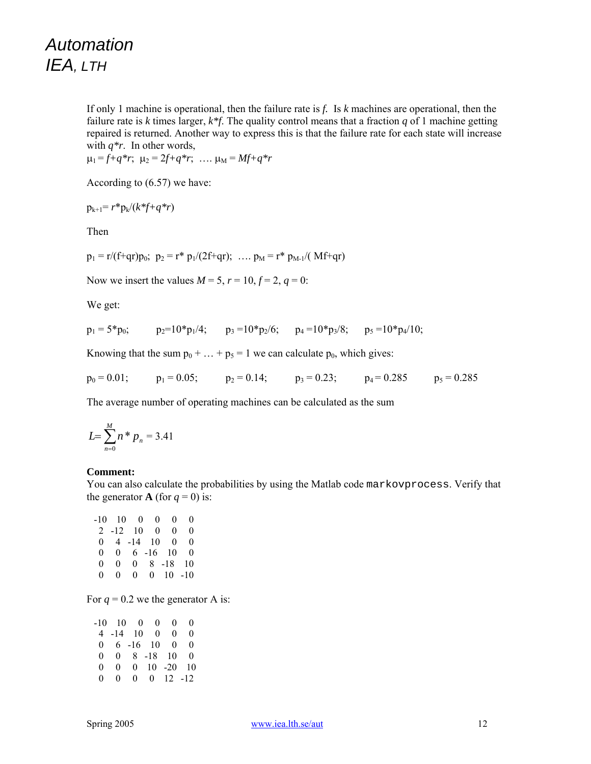If only 1 machine is operational, then the failure rate is *f.* Is *k* machines are operational, then the failure rate is *k* times larger, $k*f$. The quality control means that a fraction *q* of 1 machine getting repaired is returned. Another way to express this is that the failure rate for each state will increase with $q*r$. In other words,

$\mu_1 = f+q*r$; $\mu_2 = 2f+q*r$; …. $\mu_M = Mf+q*r$

According to (6.57) we have:

$p_{k+1} = r*p_k/(k*f+q*r)$

Then

$p_1 = r/(f+qr)p_0$; $p_2 = r*p_1/(2f+qr)$; …. $p_M = r*p_{M-1}/(Mf+qr)$

Now we insert the values $M = 5$, $r = 10$, $f = 2$, $q = 0$:

We get:

$p_1 = 5*p_0$; $p_2 = 10*p_1/4$; $p_3 = 10*p_2/6$; $p_4 = 10*p_3/8$; $p_5 = 10*p_4/10$;

Knowing that the sum $p_0 + \ldots + p_5 = 1$ we can calculate $p_0$, which gives:

$p_0 = 0.01$; $p_1 = 0.05$; $p_2 = 0.14$; $p_3 = 0.23$; $p_4 = 0.285$ $p_5 = 0.285$

The average number of operating machines can be calculated as the sum

$$L = \sum_{n=0}^{M} n * p_n = 3.41$$

**Comment:**
You can also calculate the probabilities by using the Matlab code `markovprocess`. Verify that the generator **A** (for $q = 0$) is:

```
-10   10    0    0    0    0
  2  -12   10    0    0    0
  0    4  -14   10    0    0
  0    0    6  -16   10    0
  0    0    0    8  -18   10
  0    0    0    0   10  -10
```

For $q = 0.2$ we the generator A is:

```
-10   10    0    0    0    0
  4  -14   10    0    0    0
  0    6  -16   10    0    0
  0    0    8  -18   10    0
  0    0    0   10  -20   10
  0    0    0    0   12  -12
```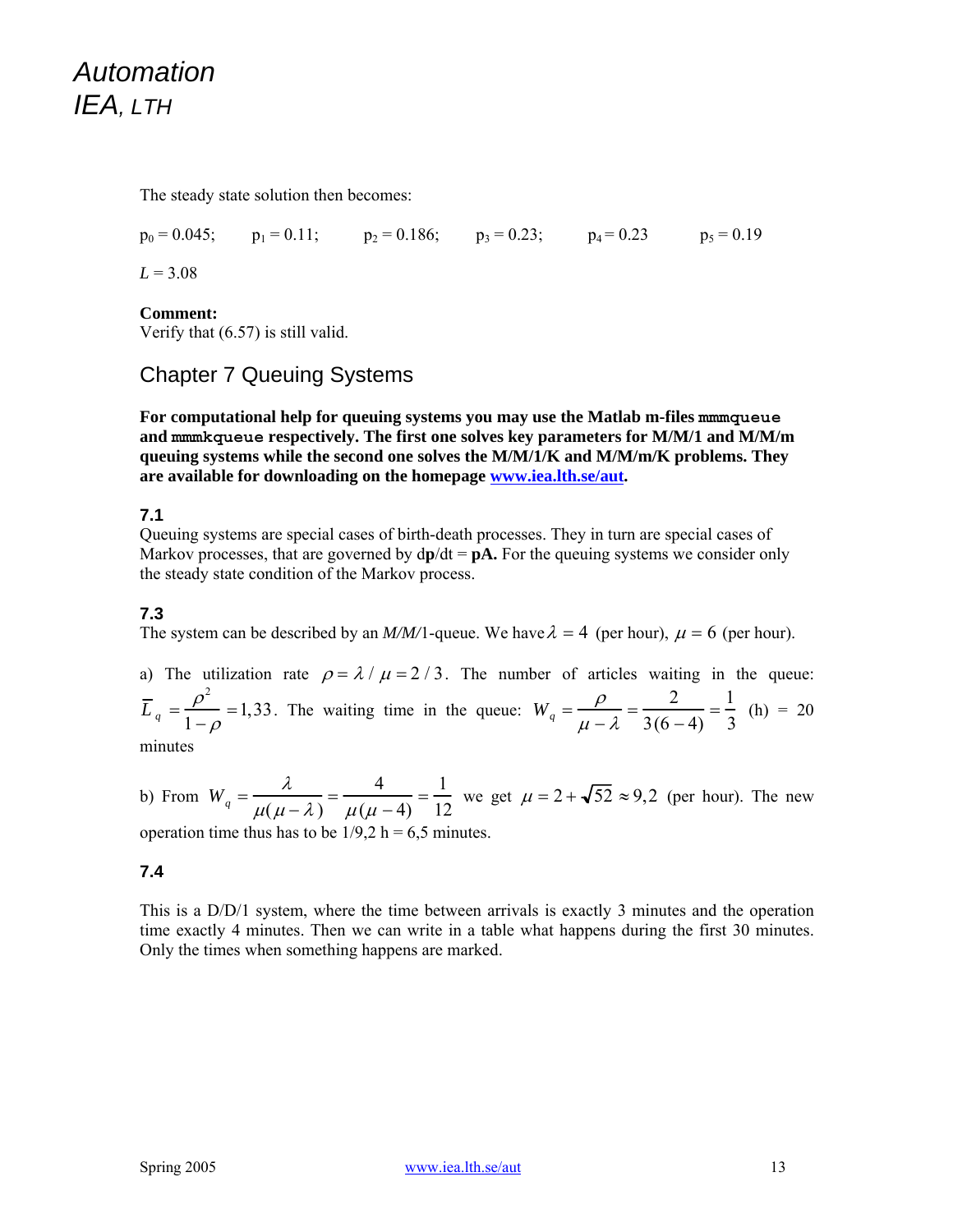The steady state solution then becomes:

$p_0 = 0.045$; $p_1 = 0.11$; $p_2 = 0.186$; $p_3 = 0.23$; $p_4 = 0.23$ $p_5 = 0.19$

$L = 3.08$

**Comment:**
Verify that (6.57) is still valid.

## Chapter 7 Queuing Systems

**For computational help for queuing systems you may use the Matlab m-files `mmmqueue` and `mmmkqueue` respectively. The first one solves key parameters for M/M/1 and M/M/m queuing systems while the second one solves the M/M/1/K and M/M/m/K problems. They are available for downloading on the homepage www.iea.lth.se/aut.**

### 7.1

Queuing systems are special cases of birth-death processes. They in turn are special cases of Markov processes, that are governed by $d\mathbf{p}/dt = \mathbf{pA}$. For the queuing systems we consider only the steady state condition of the Markov process.

### 7.3

The system can be described by an *M/M/*1-queue. We have $\lambda = 4$ (per hour), $\mu = 6$ (per hour).

a) The utilization rate $\rho = \lambda / \mu = 2/3$. The number of articles waiting in the queue: $\overline{L}_q = \dfrac{\rho^2}{1-\rho} = 1{,}33$. The waiting time in the queue: $W_q = \dfrac{\rho}{\mu - \lambda} = \dfrac{2}{3(6-4)} = \dfrac{1}{3}$ (h) = 20 minutes

b) From $W_q = \dfrac{\lambda}{\mu(\mu - \lambda)} = \dfrac{4}{\mu(\mu - 4)} = \dfrac{1}{12}$ we get $\mu = 2 + \sqrt{52} \approx 9{,}2$ (per hour). The new operation time thus has to be 1/9,2 h = 6,5 minutes.

### 7.4

This is a D/D/1 system, where the time between arrivals is exactly 3 minutes and the operation time exactly 4 minutes. Then we can write in a table what happens during the first 30 minutes. Only the times when something happens are marked.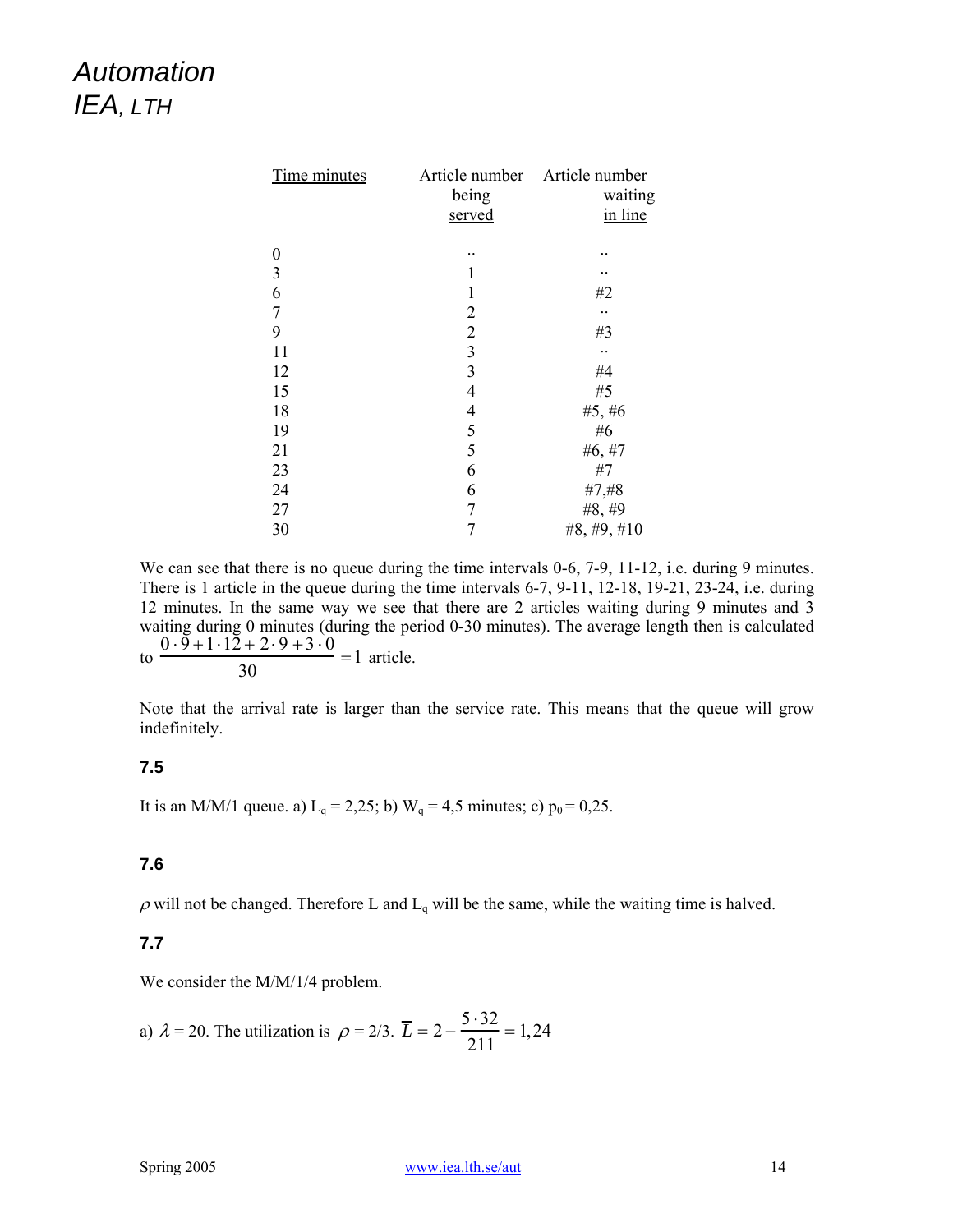| Time minutes | Article number being served | Article number waiting in line |
|---|---|---|
| 0 | .. | .. |
| 3 | 1 | .. |
| 6 | 1 | #2 |
| 7 | 2 | .. |
| 9 | 2 | #3 |
| 11 | 3 | .. |
| 12 | 3 | #4 |
| 15 | 4 | #5 |
| 18 | 4 | #5, #6 |
| 19 | 5 | #6 |
| 21 | 5 | #6, #7 |
| 23 | 6 | #7 |
| 24 | 6 | #7,#8 |
| 27 | 7 | #8, #9 |
| 30 | 7 | #8, #9, #10 |

We can see that there is no queue during the time intervals 0-6, 7-9, 11-12, i.e. during 9 minutes. There is 1 article in the queue during the time intervals 6-7, 9-11, 12-18, 19-21, 23-24, i.e. during 12 minutes. In the same way we see that there are 2 articles waiting during 9 minutes and 3 waiting during 0 minutes (during the period 0-30 minutes). The average length then is calculated to $\frac{0 \cdot 9 + 1 \cdot 12 + 2 \cdot 9 + 3 \cdot 0}{30} = 1$ article.

Note that the arrival rate is larger than the service rate. This means that the queue will grow indefinitely.

### 7.5

It is an M/M/1 queue. a) $L_q = 2{,}25$; b) $W_q = 4{,}5$ minutes; c) $p_0 = 0{,}25$.

### 7.6

$\rho$ will not be changed. Therefore L and $L_q$ will be the same, while the waiting time is halved.

### 7.7

We consider the M/M/1/4 problem.

a) $\lambda = 20$. The utilization is $\rho = 2/3$. $\overline{L} = 2 - \frac{5 \cdot 32}{211} = 1{,}24$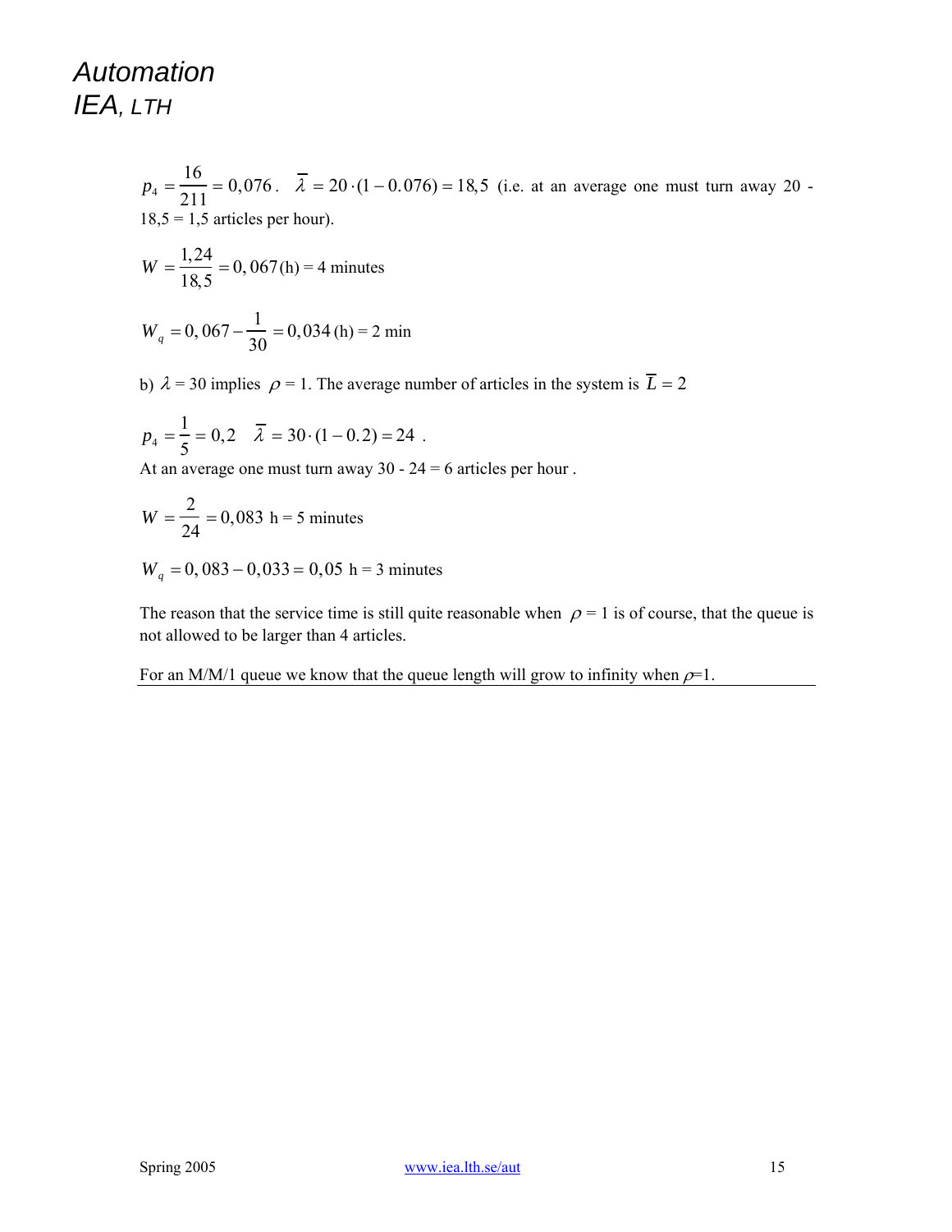$p_4 = \dfrac{16}{211} = 0{,}076$. $\overline{\lambda} = 20 \cdot (1 - 0.076) = 18{,}5$ (i.e. at an average one must turn away 20 - 18,5 = 1,5 articles per hour).

$$W = \frac{1{,}24}{18{,}5} = 0{,}067\,(\text{h}) = 4 \text{ minutes}$$

$$W_q = 0{,}067 - \frac{1}{30} = 0{,}034\,(\text{h}) = 2 \text{ min}$$

b) $\lambda = 30$ implies $\rho = 1$. The average number of articles in the system is $\overline{L} = 2$

$p_4 = \dfrac{1}{5} = 0{,}2 \quad \overline{\lambda} = 30 \cdot (1 - 0.2) = 24$ .

At an average one must turn away 30 - 24 = 6 articles per hour .

$$W = \frac{2}{24} = 0{,}083 \text{ h} = 5 \text{ minutes}$$

$$W_q = 0{,}083 - 0{,}033 = 0{,}05 \text{ h} = 3 \text{ minutes}$$

The reason that the service time is still quite reasonable when $\rho = 1$ is of course, that the queue is not allowed to be larger than 4 articles.

For an M/M/1 queue we know that the queue length will grow to infinity when $\rho$=1.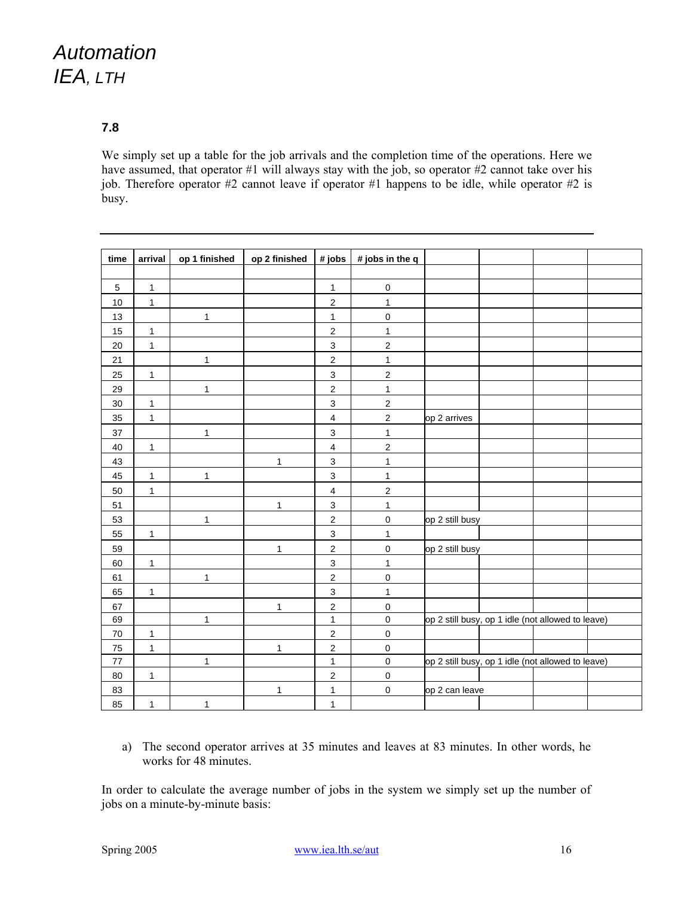### 7.8

We simply set up a table for the job arrivals and the completion time of the operations. Here we have assumed, that operator #1 will always stay with the job, so operator #2 cannot take over his job. Therefore operator #2 cannot leave if operator #1 happens to be idle, while operator #2 is busy.

| time | arrival | op 1 finished | op 2 finished | # jobs | # jobs in the q | | | | |
|---|---|---|---|---|---|---|---|---|---|
| | | | | | | | | | |
| 5 | 1 | | | 1 | 0 | | | | |
| 10 | 1 | | | 2 | 1 | | | | |
| 13 | | 1 | | 1 | 0 | | | | |
| 15 | 1 | | | 2 | 1 | | | | |
| 20 | 1 | | | 3 | 2 | | | | |
| 21 | | 1 | | 2 | 1 | | | | |
| 25 | 1 | | | 3 | 2 | | | | |
| 29 | | 1 | | 2 | 1 | | | | |
| 30 | 1 | | | 3 | 2 | | | | |
| 35 | 1 | | | 4 | 2 | op 2 arrives | | | |
| 37 | | 1 | | 3 | 1 | | | | |
| 40 | 1 | | | 4 | 2 | | | | |
| 43 | | | 1 | 3 | 1 | | | | |
| 45 | 1 | 1 | | 3 | 1 | | | | |
| 50 | 1 | | | 4 | 2 | | | | |
| 51 | | | 1 | 3 | 1 | | | | |
| 53 | | 1 | | 2 | 0 | op 2 still busy | | | |
| 55 | 1 | | | 3 | 1 | | | | |
| 59 | | | 1 | 2 | 0 | op 2 still busy | | | |
| 60 | 1 | | | 3 | 1 | | | | |
| 61 | | 1 | | 2 | 0 | | | | |
| 65 | 1 | | | 3 | 1 | | | | |
| 67 | | | 1 | 2 | 0 | | | | |
| 69 | | 1 | | 1 | 0 | op 2 still busy, op 1 idle (not allowed to leave) | | | |
| 70 | 1 | | | 2 | 0 | | | | |
| 75 | 1 | | 1 | 2 | 0 | | | | |
| 77 | | 1 | | 1 | 0 | op 2 still busy, op 1 idle (not allowed to leave) | | | |
| 80 | 1 | | | 2 | 0 | | | | |
| 83 | | | 1 | 1 | 0 | op 2 can leave | | | |
| 85 | 1 | 1 | | 1 | | | | | |

a) The second operator arrives at 35 minutes and leaves at 83 minutes. In other words, he works for 48 minutes.

In order to calculate the average number of jobs in the system we simply set up the number of jobs on a minute-by-minute basis: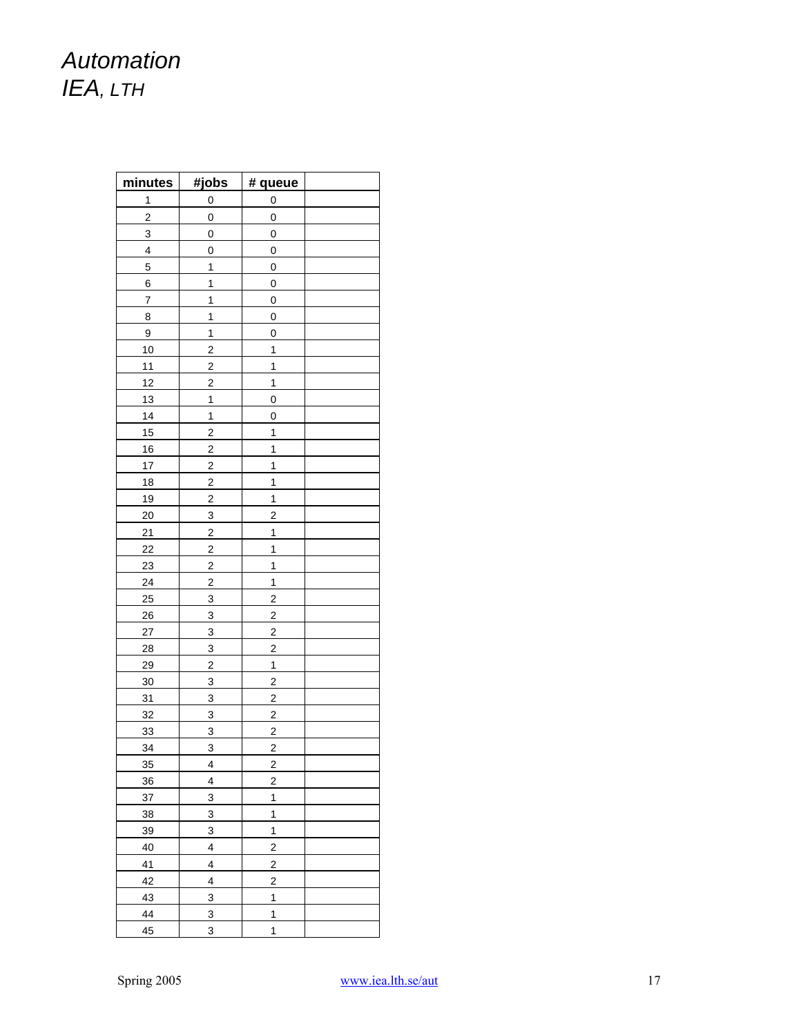| minutes | #jobs | # queue | |
|---|---|---|---|
| 1 | 0 | 0 | |
| 2 | 0 | 0 | |
| 3 | 0 | 0 | |
| 4 | 0 | 0 | |
| 5 | 1 | 0 | |
| 6 | 1 | 0 | |
| 7 | 1 | 0 | |
| 8 | 1 | 0 | |
| 9 | 1 | 0 | |
| 10 | 2 | 1 | |
| 11 | 2 | 1 | |
| 12 | 2 | 1 | |
| 13 | 1 | 0 | |
| 14 | 1 | 0 | |
| 15 | 2 | 1 | |
| 16 | 2 | 1 | |
| 17 | 2 | 1 | |
| 18 | 2 | 1 | |
| 19 | 2 | 1 | |
| 20 | 3 | 2 | |
| 21 | 2 | 1 | |
| 22 | 2 | 1 | |
| 23 | 2 | 1 | |
| 24 | 2 | 1 | |
| 25 | 3 | 2 | |
| 26 | 3 | 2 | |
| 27 | 3 | 2 | |
| 28 | 3 | 2 | |
| 29 | 2 | 1 | |
| 30 | 3 | 2 | |
| 31 | 3 | 2 | |
| 32 | 3 | 2 | |
| 33 | 3 | 2 | |
| 34 | 3 | 2 | |
| 35 | 4 | 2 | |
| 36 | 4 | 2 | |
| 37 | 3 | 1 | |
| 38 | 3 | 1 | |
| 39 | 3 | 1 | |
| 40 | 4 | 2 | |
| 41 | 4 | 2 | |
| 42 | 4 | 2 | |
| 43 | 3 | 1 | |
| 44 | 3 | 1 | |
| 45 | 3 | 1 | |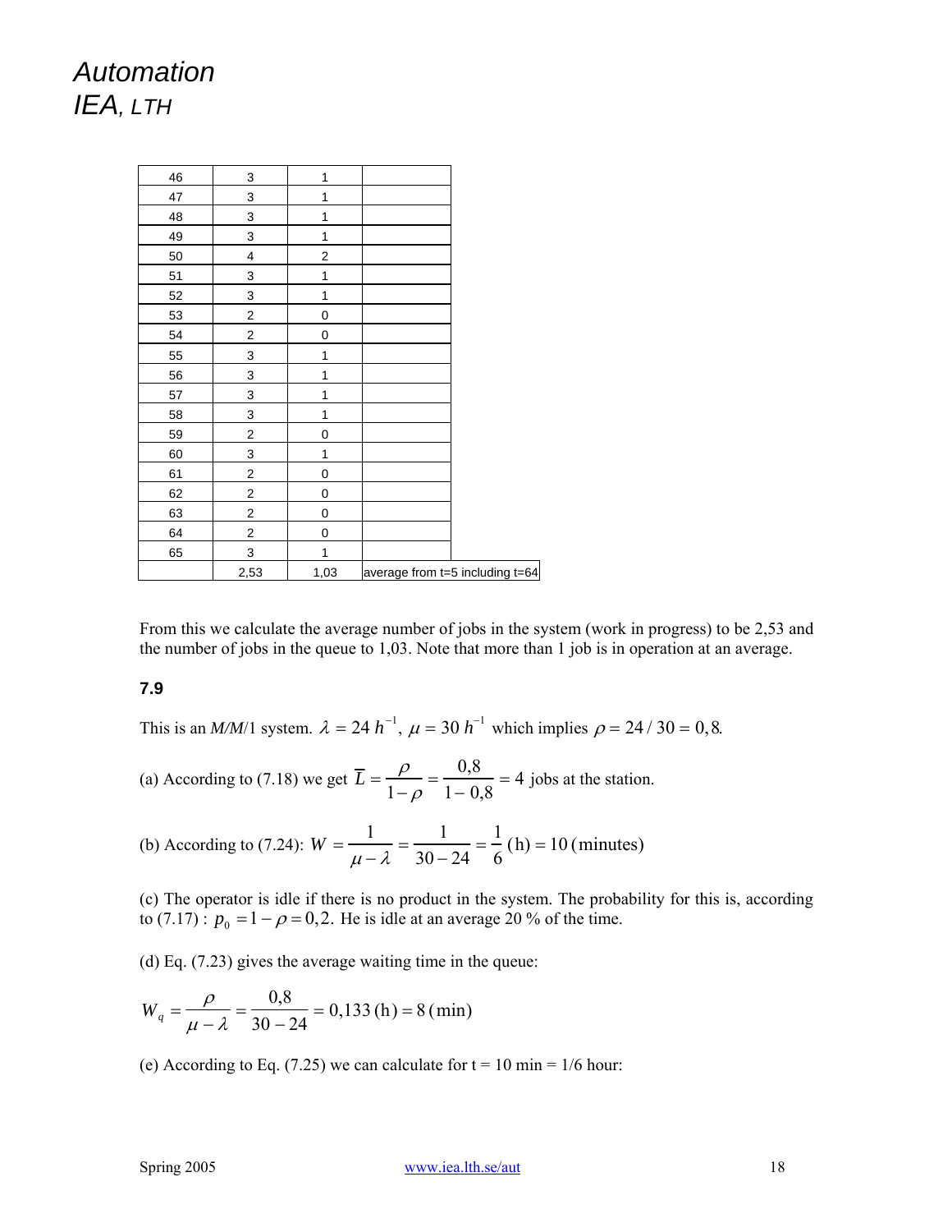| | | | |
|---|---|---|---|
| 46 | 3 | 1 | |
| 47 | 3 | 1 | |
| 48 | 3 | 1 | |
| 49 | 3 | 1 | |
| 50 | 4 | 2 | |
| 51 | 3 | 1 | |
| 52 | 3 | 1 | |
| 53 | 2 | 0 | |
| 54 | 2 | 0 | |
| 55 | 3 | 1 | |
| 56 | 3 | 1 | |
| 57 | 3 | 1 | |
| 58 | 3 | 1 | |
| 59 | 2 | 0 | |
| 60 | 3 | 1 | |
| 61 | 2 | 0 | |
| 62 | 2 | 0 | |
| 63 | 2 | 0 | |
| 64 | 2 | 0 | |
| 65 | 3 | 1 | |
| | 2,53 | 1,03 | average from t=5 including t=64 |

From this we calculate the average number of jobs in the system (work in progress) to be 2,53 and the number of jobs in the queue to 1,03. Note that more than 1 job is in operation at an average.

### 7.9

This is an *M/M*/1 system. $\lambda = 24\ h^{-1}$, $\mu = 30\ h^{-1}$ which implies $\rho = 24/30 = 0{,}8$.

(a) According to (7.18) we get $\overline{L} = \dfrac{\rho}{1-\rho} = \dfrac{0{,}8}{1-0{,}8} = 4$ jobs at the station.

(b) According to (7.24): $W = \dfrac{1}{\mu - \lambda} = \dfrac{1}{30-24} = \dfrac{1}{6}\,(\text{h}) = 10\,(\text{minutes})$

(c) The operator is idle if there is no product in the system. The probability for this is, according to (7.17) : $p_0 = 1 - \rho = 0{,}2$. He is idle at an average 20 % of the time.

(d) Eq. (7.23) gives the average waiting time in the queue:

$$W_q = \frac{\rho}{\mu - \lambda} = \frac{0{,}8}{30-24} = 0{,}133\,(\text{h}) = 8\,(\text{min})$$

(e) According to Eq. (7.25) we can calculate for t = 10 min = 1/6 hour: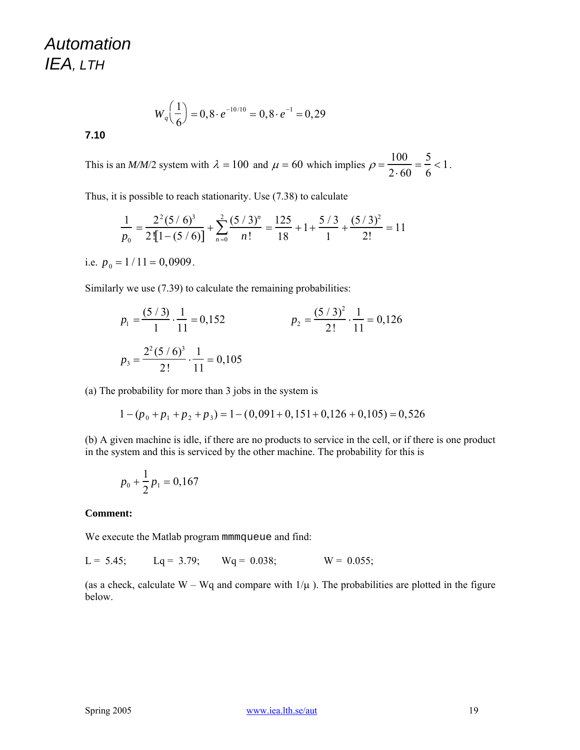$$W_q\left(\frac{1}{6}\right) = 0,8 \cdot e^{-10/10} = 0,8 \cdot e^{-1} = 0,29$$

**7.10**

This is an *M/M*/2 system with $\lambda = 100$ and $\mu = 60$ which implies $\rho = \dfrac{100}{2 \cdot 60} = \dfrac{5}{6} < 1$.

Thus, it is possible to reach stationarity. Use (7.38) to calculate

$$\frac{1}{p_0} = \frac{2^2(5/6)^3}{2!\,[1-(5/6)]} + \sum_{n=0}^{2} \frac{(5/3)^n}{n!} = \frac{125}{18} + 1 + \frac{5/3}{1} + \frac{(5/3)^2}{2!} = 11$$

i.e. $p_0 = 1/11 = 0,0909$.

Similarly we use (7.39) to calculate the remaining probabilities:

$$p_1 = \frac{(5/3)}{1} \cdot \frac{1}{11} = 0,152 \qquad\qquad p_2 = \frac{(5/3)^2}{2!} \cdot \frac{1}{11} = 0,126$$

$$p_3 = \frac{2^2(5/6)^3}{2!} \cdot \frac{1}{11} = 0,105$$

(a) The probability for more than 3 jobs in the system is

$$1 - (p_0 + p_1 + p_2 + p_3) = 1 - (0,091 + 0,151 + 0,126 + 0,105) = 0,526$$

(b) A given machine is idle, if there are no products to service in the cell, or if there is one product in the system and this is serviced by the other machine. The probability for this is

$$p_0 + \frac{1}{2} p_1 = 0,167$$

**Comment:**

We execute the Matlab program `mmmqueue` and find:

L = 5.45; Lq = 3.79; Wq = 0.038; W = 0.055;

(as a check, calculate W – Wq and compare with 1/μ ). The probabilities are plotted in the figure below.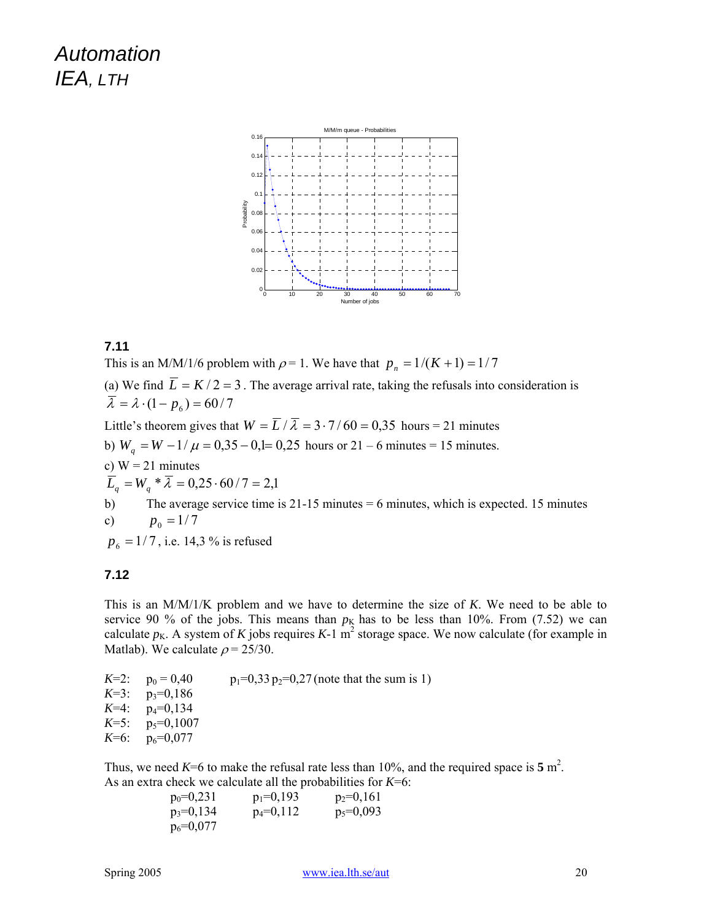M/M/m queue - Probabilities

Probability

0.16
0.14
0.12
0.1
0.08
0.06
0.04
0.02
0

0 10 20 30 40 50 60 70

Number of jobs

### 7.11

This is an M/M/1/6 problem with $\rho = 1$. We have that $p_n = 1/(K+1) = 1/7$

(a) We find $\overline{L} = K/2 = 3$. The average arrival rate, taking the refusals into consideration is $\overline{\lambda} = \lambda \cdot (1 - p_6) = 60/7$

Little's theorem gives that $W = \overline{L}/\overline{\lambda} = 3 \cdot 7/60 = 0{,}35$ hours = 21 minutes

b) $W_q = W - 1/\mu = 0{,}35 - 0{,}1 = 0{,}25$ hours or 21 – 6 minutes = 15 minutes.

c) W = 21 minutes

$\overline{L}_q = W_q * \overline{\lambda} = 0{,}25 \cdot 60/7 = 2{,}1$

b) The average service time is 21-15 minutes = 6 minutes, which is expected. 15 minutes

c) $p_0 = 1/7$

$p_6 = 1/7$, i.e. 14,3 % is refused

### 7.12

This is an M/M/1/K problem and we have to determine the size of *K*. We need to be able to service 90 % of the jobs. This means than $p_K$ has to be less than 10%. From (7.52) we can calculate $p_K$. A system of *K* jobs requires *K*-1 m$^2$ storage space. We now calculate (for example in Matlab). We calculate $\rho = 25/30$.

*K*=2: $p_0 = 0{,}40$ $p_1=0{,}33$ $p_2=0{,}27$ (note that the sum is 1)
*K*=3: $p_3=0{,}186$
*K*=4: $p_4=0{,}134$
*K*=5: $p_5=0{,}1007$
*K*=6: $p_6=0{,}077$

Thus, we need *K*=6 to make the refusal rate less than 10%, and the required space is **5** m$^2$.
As an extra check we calculate all the probabilities for *K*=6:

| | | |
|---|---|---|
| $p_0=0{,}231$ | $p_1=0{,}193$ | $p_2=0{,}161$ |
| $p_3=0{,}134$ | $p_4=0{,}112$ | $p_5=0{,}093$ |
| $p_6=0{,}077$ | | |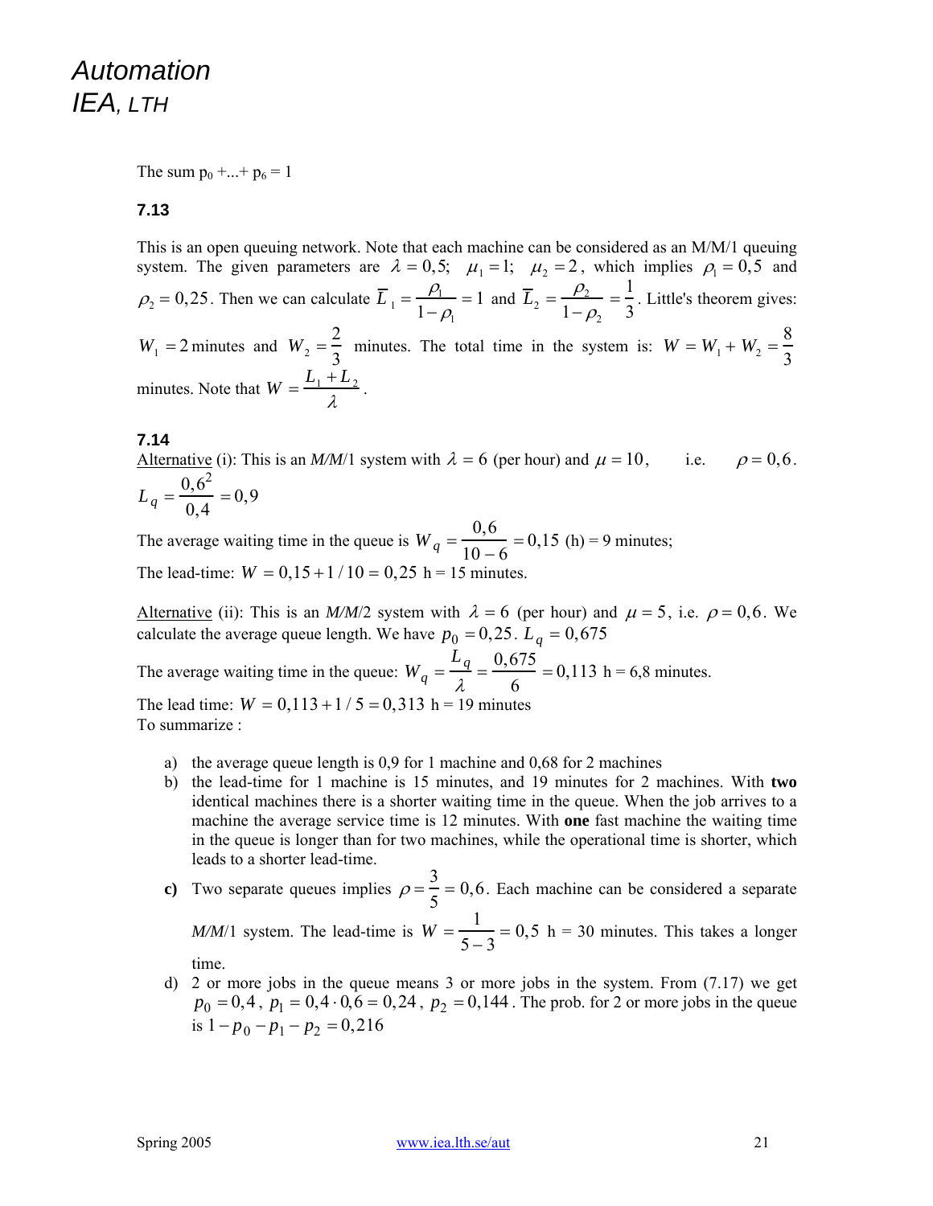The sum $p_0 + ... + p_6 = 1$

### 7.13

This is an open queuing network. Note that each machine can be considered as an M/M/1 queuing system. The given parameters are $\lambda = 0,5;\ \mu_1 = 1;\ \mu_2 = 2$, which implies $\rho_1 = 0,5$ and $\rho_2 = 0,25$. Then we can calculate $\overline{L}_1 = \frac{\rho_1}{1-\rho_1} = 1$ and $\overline{L}_2 = \frac{\rho_2}{1-\rho_2} = \frac{1}{3}$. Little's theorem gives: $W_1 = 2$ minutes and $W_2 = \frac{2}{3}$ minutes. The total time in the system is: $W = W_1 + W_2 = \frac{8}{3}$ minutes. Note that $W = \frac{L_1 + L_2}{\lambda}$.

### 7.14

Alternative (i): This is an *M/M/*1 system with $\lambda = 6$ (per hour) and $\mu = 10$, i.e. $\rho = 0,6$.

$$L_q = \frac{0,6^2}{0,4} = 0,9$$

The average waiting time in the queue is $W_q = \frac{0,6}{10-6} = 0,15$ (h) = 9 minutes;

The lead-time: $W = 0,15 + 1/10 = 0,25$ h = 15 minutes.

Alternative (ii): This is an *M/M/*2 system with $\lambda = 6$ (per hour) and $\mu = 5$, i.e. $\rho = 0,6$. We calculate the average queue length. We have $p_0 = 0,25$. $L_q = 0,675$

The average waiting time in the queue: $W_q = \frac{L_q}{\lambda} = \frac{0,675}{6} = 0,113$ h = 6,8 minutes.

The lead time: $W = 0,113 + 1/5 = 0,313$ h = 19 minutes

To summarize :

a) the average queue length is 0,9 for 1 machine and 0,68 for 2 machines

b) the lead-time for 1 machine is 15 minutes, and 19 minutes for 2 machines. With **two** identical machines there is a shorter waiting time in the queue. When the job arrives to a machine the average service time is 12 minutes. With **one** fast machine the waiting time in the queue is longer than for two machines, while the operational time is shorter, which leads to a shorter lead-time.

**c)** Two separate queues implies $\rho = \frac{3}{5} = 0,6$. Each machine can be considered a separate *M/M/*1 system. The lead-time is $W = \frac{1}{5-3} = 0,5$ h = 30 minutes. This takes a longer time.

d) 2 or more jobs in the queue means 3 or more jobs in the system. From (7.17) we get $p_0 = 0,4$, $p_1 = 0,4 \cdot 0,6 = 0,24$, $p_2 = 0,144$. The prob. for 2 or more jobs in the queue is $1 - p_0 - p_1 - p_2 = 0,216$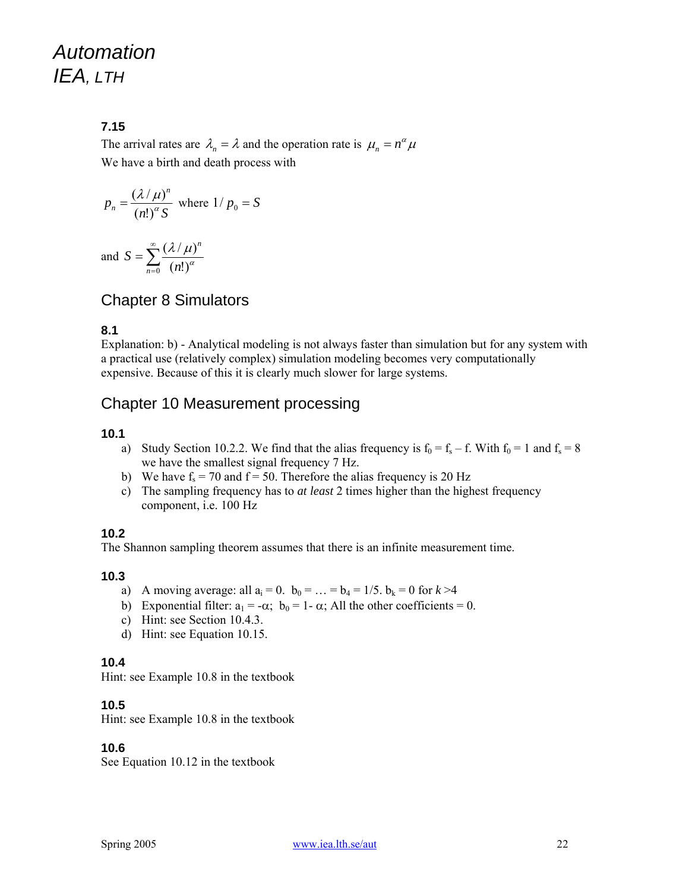### 7.15

The arrival rates are $\lambda_n = \lambda$ and the operation rate is $\mu_n = n^\alpha \mu$

We have a birth and death process with

$$p_n = \frac{(\lambda/\mu)^n}{(n!)^\alpha S} \text{ where } 1/p_0 = S$$

and $S = \sum_{n=0}^{\infty} \frac{(\lambda/\mu)^n}{(n!)^\alpha}$

## Chapter 8 Simulators

### 8.1

Explanation: b) - Analytical modeling is not always faster than simulation but for any system with a practical use (relatively complex) simulation modeling becomes very computationally expensive. Because of this it is clearly much slower for large systems.

## Chapter 10 Measurement processing

### 10.1

a) Study Section 10.2.2. We find that the alias frequency is $f_0 = f_s - f$. With $f_0 = 1$ and $f_s = 8$ we have the smallest signal frequency 7 Hz.
b) We have $f_s = 70$ and $f = 50$. Therefore the alias frequency is 20 Hz
c) The sampling frequency has to *at least* 2 times higher than the highest frequency component, i.e. 100 Hz

### 10.2

The Shannon sampling theorem assumes that there is an infinite measurement time.

### 10.3

a) A moving average: all $a_i = 0$. $b_0 = \ldots = b_4 = 1/5$. $b_k = 0$ for $k > 4$
b) Exponential filter: $a_1 = -\alpha$; $b_0 = 1 - \alpha$; All the other coefficients = 0.
c) Hint: see Section 10.4.3.
d) Hint: see Equation 10.15.

### 10.4

Hint: see Example 10.8 in the textbook

### 10.5

Hint: see Example 10.8 in the textbook

### 10.6

See Equation 10.12 in the textbook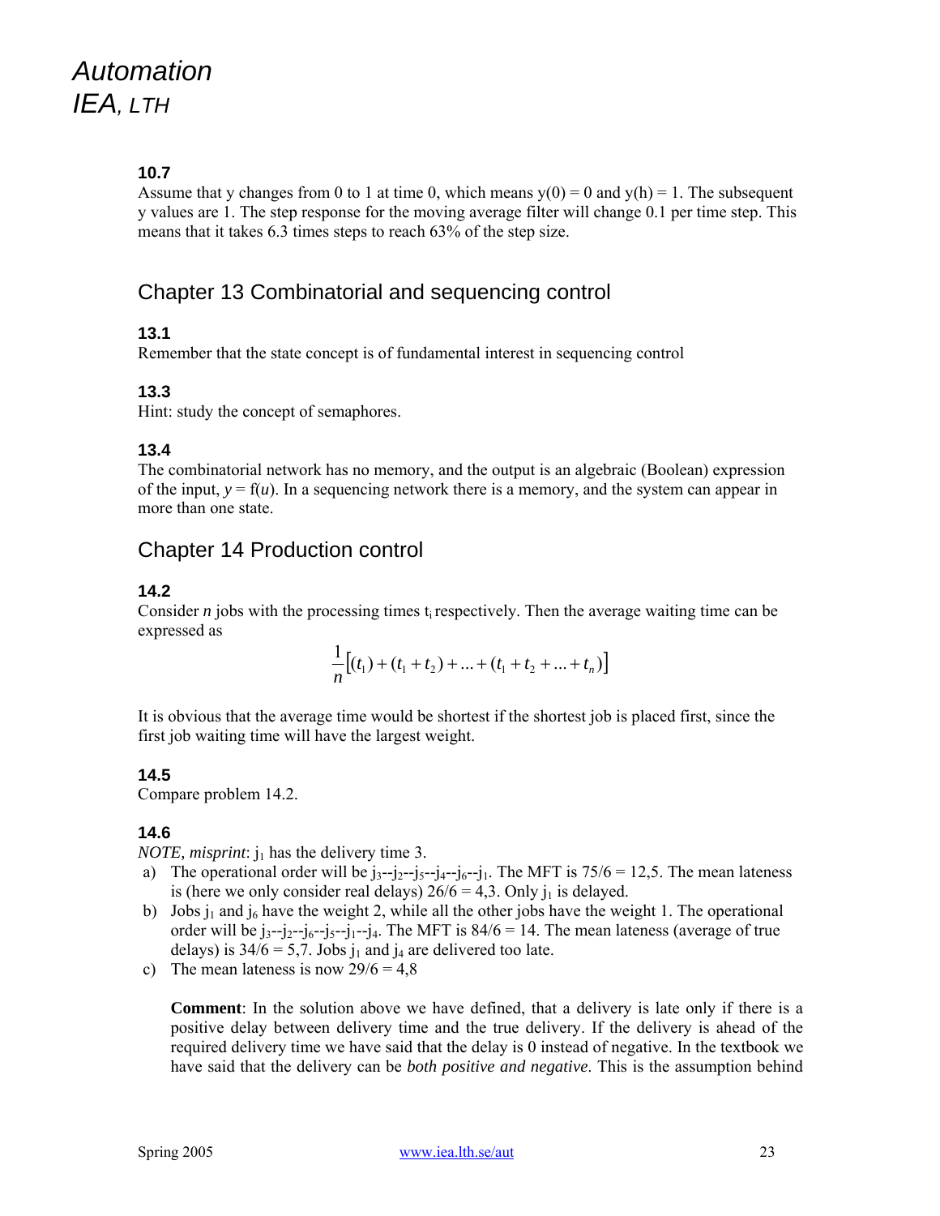#### 10.7

Assume that y changes from 0 to 1 at time 0, which means $y(0) = 0$ and $y(h) = 1$. The subsequent y values are 1. The step response for the moving average filter will change 0.1 per time step. This means that it takes 6.3 times steps to reach 63% of the step size.

## Chapter 13 Combinatorial and sequencing control

#### 13.1

Remember that the state concept is of fundamental interest in sequencing control

#### 13.3

Hint: study the concept of semaphores.

#### 13.4

The combinatorial network has no memory, and the output is an algebraic (Boolean) expression of the input, $y = f(u)$. In a sequencing network there is a memory, and the system can appear in more than one state.

## Chapter 14 Production control

#### 14.2

Consider $n$ jobs with the processing times $t_i$ respectively. Then the average waiting time can be expressed as

$$\frac{1}{n}\left[(t_1) + (t_1 + t_2) + ... + (t_1 + t_2 + ... + t_n)\right]$$

It is obvious that the average time would be shortest if the shortest job is placed first, since the first job waiting time will have the largest weight.

#### 14.5

Compare problem 14.2.

#### 14.6

*NOTE, misprint*: $j_1$ has the delivery time 3.

a) The operational order will be $j_3$--$j_2$--$j_5$--$j_4$--$j_6$--$j_1$. The MFT is 75/6 = 12,5. The mean lateness is (here we only consider real delays) 26/6 = 4,3. Only $j_1$ is delayed.

b) Jobs $j_1$ and $j_6$ have the weight 2, while all the other jobs have the weight 1. The operational order will be $j_3$--$j_2$--$j_6$--$j_5$--$j_1$--$j_4$. The MFT is 84/6 = 14. The mean lateness (average of true delays) is 34/6 = 5,7. Jobs $j_1$ and $j_4$ are delivered too late.

c) The mean lateness is now 29/6 = 4,8

**Comment**: In the solution above we have defined, that a delivery is late only if there is a positive delay between delivery time and the true delivery. If the delivery is ahead of the required delivery time we have said that the delay is 0 instead of negative. In the textbook we have said that the delivery can be *both positive and negative*. This is the assumption behind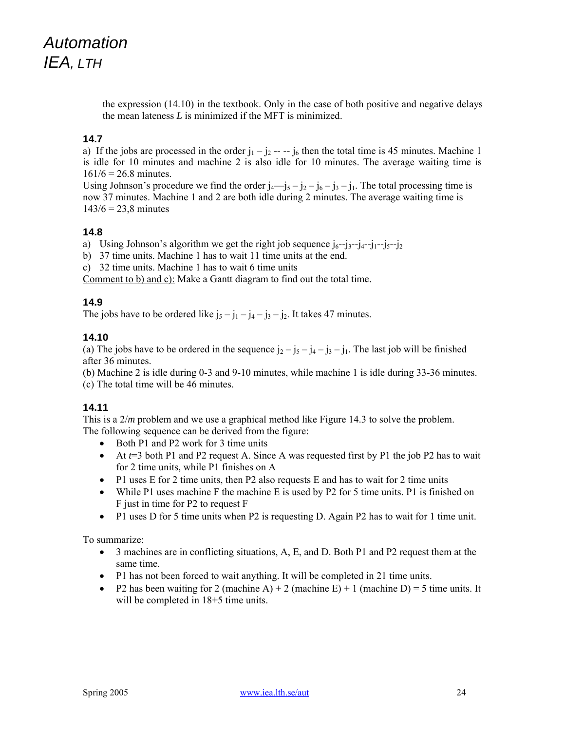the expression (14.10) in the textbook. Only in the case of both positive and negative delays the mean lateness $L$ is minimized if the MFT is minimized.

### 14.7

a) If the jobs are processed in the order $j_1 - j_2$ -- -- $j_6$ then the total time is 45 minutes. Machine 1 is idle for 10 minutes and machine 2 is also idle for 10 minutes. The average waiting time is 161/6 = 26.8 minutes.

Using Johnson's procedure we find the order $j_4$—$j_5 - j_2 - j_6 - j_3 - j_1$. The total processing time is now 37 minutes. Machine 1 and 2 are both idle during 2 minutes. The average waiting time is 143/6 = 23,8 minutes

### 14.8

a) Using Johnson's algorithm we get the right job sequence $j_6$--$j_3$--$j_4$--$j_1$--$j_5$--$j_2$

b) 37 time units. Machine 1 has to wait 11 time units at the end.

c) 32 time units. Machine 1 has to wait 6 time units

Comment to b) and c): Make a Gantt diagram to find out the total time.

### 14.9

The jobs have to be ordered like $j_5 - j_1 - j_4 - j_3 - j_2$. It takes 47 minutes.

### 14.10

(a) The jobs have to be ordered in the sequence $j_2 - j_5 - j_4 - j_3 - j_1$. The last job will be finished after 36 minutes.

(b) Machine 2 is idle during 0-3 and 9-10 minutes, while machine 1 is idle during 33-36 minutes.

(c) The total time will be 46 minutes.

### 14.11

This is a 2/*m* problem and we use a graphical method like Figure 14.3 to solve the problem. The following sequence can be derived from the figure:

- Both P1 and P2 work for 3 time units
- At $t$=3 both P1 and P2 request A. Since A was requested first by P1 the job P2 has to wait for 2 time units, while P1 finishes on A
- P1 uses E for 2 time units, then P2 also requests E and has to wait for 2 time units
- While P1 uses machine F the machine E is used by P2 for 5 time units. P1 is finished on F just in time for P2 to request F
- P1 uses D for 5 time units when P2 is requesting D. Again P2 has to wait for 1 time unit.

To summarize:

- 3 machines are in conflicting situations, A, E, and D. Both P1 and P2 request them at the same time.
- P1 has not been forced to wait anything. It will be completed in 21 time units.
- P2 has been waiting for 2 (machine A) + 2 (machine E) + 1 (machine D) = 5 time units. It will be completed in 18+5 time units.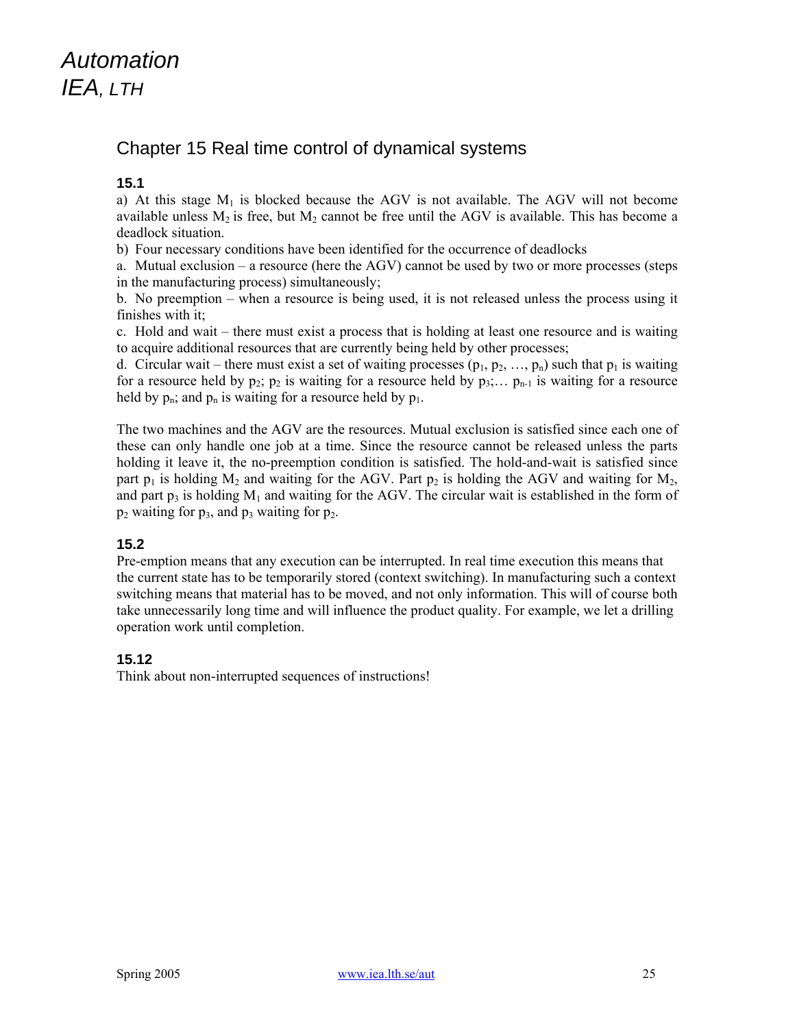# Chapter 15 Real time control of dynamical systems

### 15.1

a) At this stage $M_1$ is blocked because the AGV is not available. The AGV will not become available unless $M_2$ is free, but $M_2$ cannot be free until the AGV is available. This has become a deadlock situation.

b) Four necessary conditions have been identified for the occurrence of deadlocks

a. Mutual exclusion – a resource (here the AGV) cannot be used by two or more processes (steps in the manufacturing process) simultaneously;

b. No preemption – when a resource is being used, it is not released unless the process using it finishes with it;

c. Hold and wait – there must exist a process that is holding at least one resource and is waiting to acquire additional resources that are currently being held by other processes;

d. Circular wait – there must exist a set of waiting processes ($p_1$, $p_2$, …, $p_n$) such that $p_1$ is waiting for a resource held by $p_2$; $p_2$ is waiting for a resource held by $p_3$;… $p_{n-1}$ is waiting for a resource held by $p_n$; and $p_n$ is waiting for a resource held by $p_1$.

The two machines and the AGV are the resources. Mutual exclusion is satisfied since each one of these can only handle one job at a time. Since the resource cannot be released unless the parts holding it leave it, the no-preemption condition is satisfied. The hold-and-wait is satisfied since part $p_1$ is holding $M_2$ and waiting for the AGV. Part $p_2$ is holding the AGV and waiting for $M_2$, and part $p_3$ is holding $M_1$ and waiting for the AGV. The circular wait is established in the form of $p_2$ waiting for $p_3$, and $p_3$ waiting for $p_2$.

### 15.2

Pre-emption means that any execution can be interrupted. In real time execution this means that the current state has to be temporarily stored (context switching). In manufacturing such a context switching means that material has to be moved, and not only information. This will of course both take unnecessarily long time and will influence the product quality. For example, we let a drilling operation work until completion.

### 15.12

Think about non-interrupted sequences of instructions!